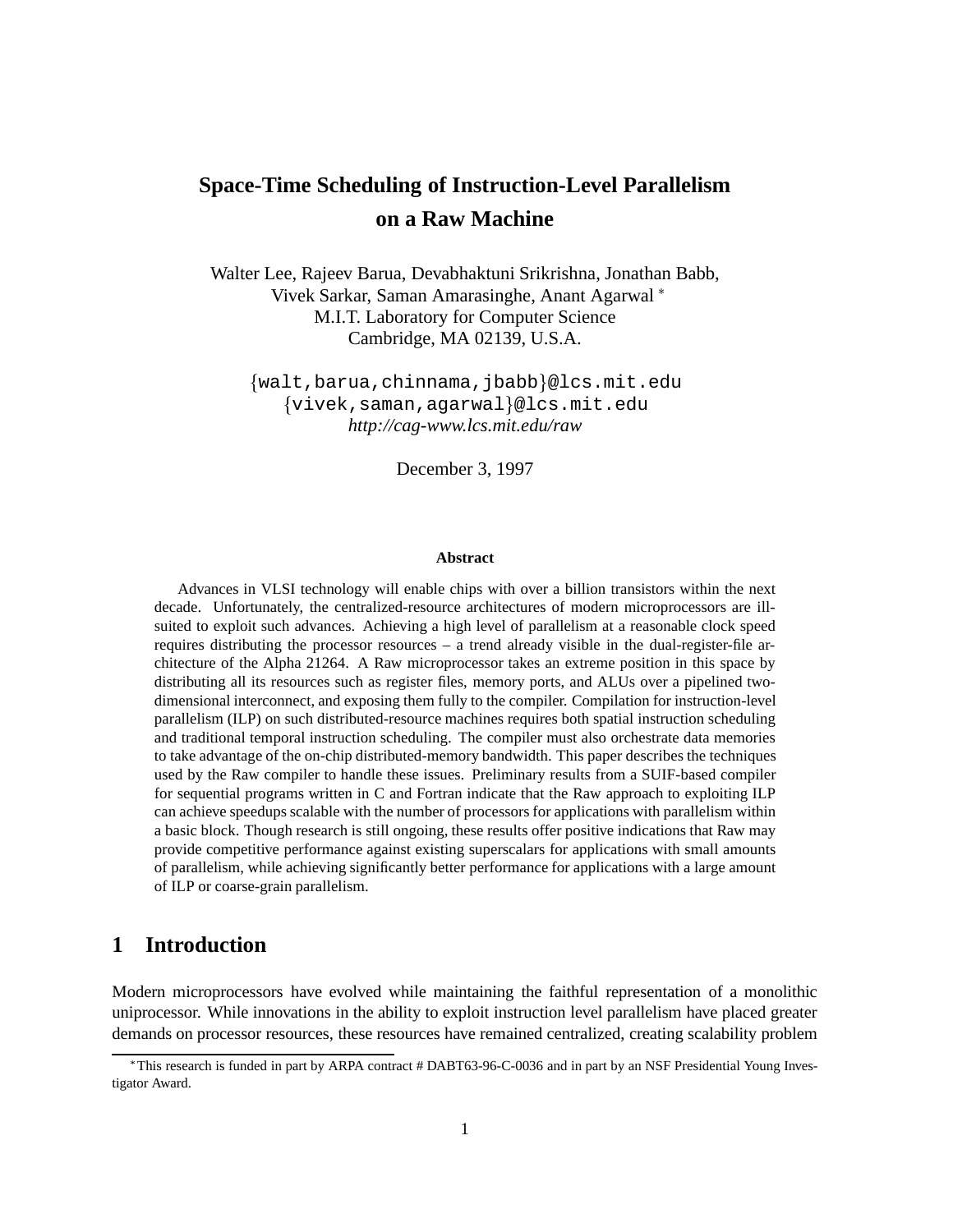# Space-Time Scheduling of Instruction-Level Parallelism on a Raw Machine

Walter Lee, Rajeev Barua, Devabhaktuni Srikrishna, Jonathan Babb,
Vivek Sarkar, Saman Amarasinghe, Anant Agarwal [*]
M.I.T. Laboratory for Computer Science
Cambridge, MA 02139, U.S.A.

{walt,barua,chinnama,jbabb}@lcs.mit.edu
{vivek,saman,agarwal}@lcs.mit.edu
*http://cag-www.lcs.mit.edu/raw*

December 3, 1997

### Abstract

Advances in VLSI technology will enable chips with over a billion transistors within the next decade. Unfortunately, the centralized-resource architectures of modern microprocessors are ill-suited to exploit such advances. Achieving a high level of parallelism at a reasonable clock speed requires distributing the processor resources – a trend already visible in the dual-register-file architecture of the Alpha 21264. A Raw microprocessor takes an extreme position in this space by distributing all its resources such as register files, memory ports, and ALUs over a pipelined two-dimensional interconnect, and exposing them fully to the compiler. Compilation for instruction-level parallelism (ILP) on such distributed-resource machines requires both spatial instruction scheduling and traditional temporal instruction scheduling. The compiler must also orchestrate data memories to take advantage of the on-chip distributed-memory bandwidth. This paper describes the techniques used by the Raw compiler to handle these issues. Preliminary results from a SUIF-based compiler for sequential programs written in C and Fortran indicate that the Raw approach to exploiting ILP can achieve speedups scalable with the number of processors for applications with parallelism within a basic block. Though research is still ongoing, these results offer positive indications that Raw may provide competitive performance against existing superscalars for applications with small amounts of parallelism, while achieving significantly better performance for applications with a large amount of ILP or coarse-grain parallelism.

## 1 Introduction

Modern microprocessors have evolved while maintaining the faithful representation of a monolithic uniprocessor. While innovations in the ability to exploit instruction level parallelism have placed greater demands on processor resources, these resources have remained centralized, creating scalability problem

[*] This research is funded in part by ARPA contract # DABT63-96-C-0036 and in part by an NSF Presidential Young Investigator Award.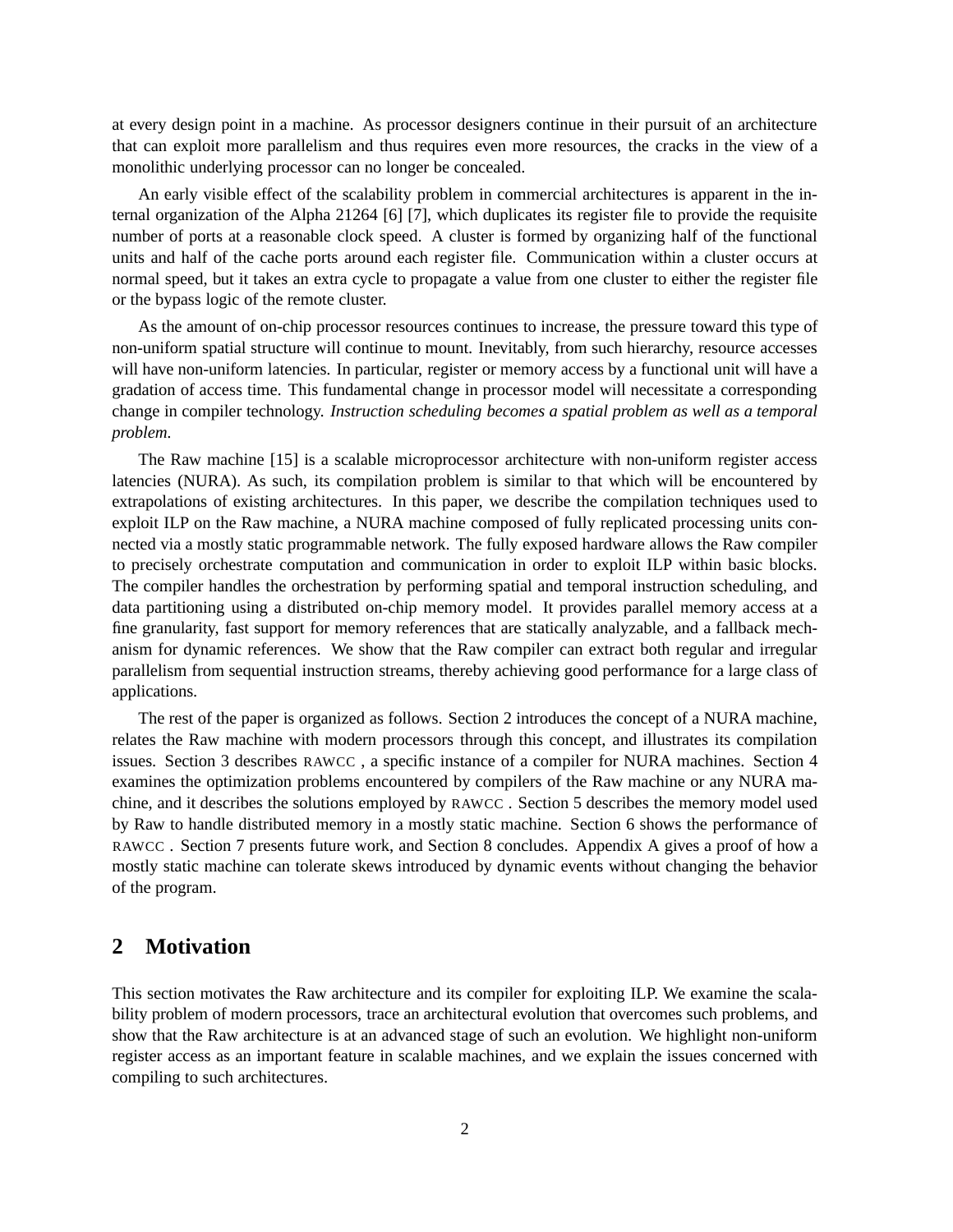at every design point in a machine. As processor designers continue in their pursuit of an architecture that can exploit more parallelism and thus requires even more resources, the cracks in the view of a monolithic underlying processor can no longer be concealed.

An early visible effect of the scalability problem in commercial architectures is apparent in the internal organization of the Alpha 21264 [6] [7], which duplicates its register file to provide the requisite number of ports at a reasonable clock speed. A cluster is formed by organizing half of the functional units and half of the cache ports around each register file. Communication within a cluster occurs at normal speed, but it takes an extra cycle to propagate a value from one cluster to either the register file or the bypass logic of the remote cluster.

As the amount of on-chip processor resources continues to increase, the pressure toward this type of non-uniform spatial structure will continue to mount. Inevitably, from such hierarchy, resource accesses will have non-uniform latencies. In particular, register or memory access by a functional unit will have a gradation of access time. This fundamental change in processor model will necessitate a corresponding change in compiler technology. *Instruction scheduling becomes a spatial problem as well as a temporal problem.*

The Raw machine [15] is a scalable microprocessor architecture with non-uniform register access latencies (NURA). As such, its compilation problem is similar to that which will be encountered by extrapolations of existing architectures. In this paper, we describe the compilation techniques used to exploit ILP on the Raw machine, a NURA machine composed of fully replicated processing units connected via a mostly static programmable network. The fully exposed hardware allows the Raw compiler to precisely orchestrate computation and communication in order to exploit ILP within basic blocks. The compiler handles the orchestration by performing spatial and temporal instruction scheduling, and data partitioning using a distributed on-chip memory model. It provides parallel memory access at a fine granularity, fast support for memory references that are statically analyzable, and a fallback mechanism for dynamic references. We show that the Raw compiler can extract both regular and irregular parallelism from sequential instruction streams, thereby achieving good performance for a large class of applications.

The rest of the paper is organized as follows. Section 2 introduces the concept of a NURA machine, relates the Raw machine with modern processors through this concept, and illustrates its compilation issues. Section 3 describes RAWCC , a specific instance of a compiler for NURA machines. Section 4 examines the optimization problems encountered by compilers of the Raw machine or any NURA machine, and it describes the solutions employed by RAWCC . Section 5 describes the memory model used by Raw to handle distributed memory in a mostly static machine. Section 6 shows the performance of RAWCC . Section 7 presents future work, and Section 8 concludes. Appendix A gives a proof of how a mostly static machine can tolerate skews introduced by dynamic events without changing the behavior of the program.

## 2 Motivation

This section motivates the Raw architecture and its compiler for exploiting ILP. We examine the scalability problem of modern processors, trace an architectural evolution that overcomes such problems, and show that the Raw architecture is at an advanced stage of such an evolution. We highlight non-uniform register access as an important feature in scalable machines, and we explain the issues concerned with compiling to such architectures.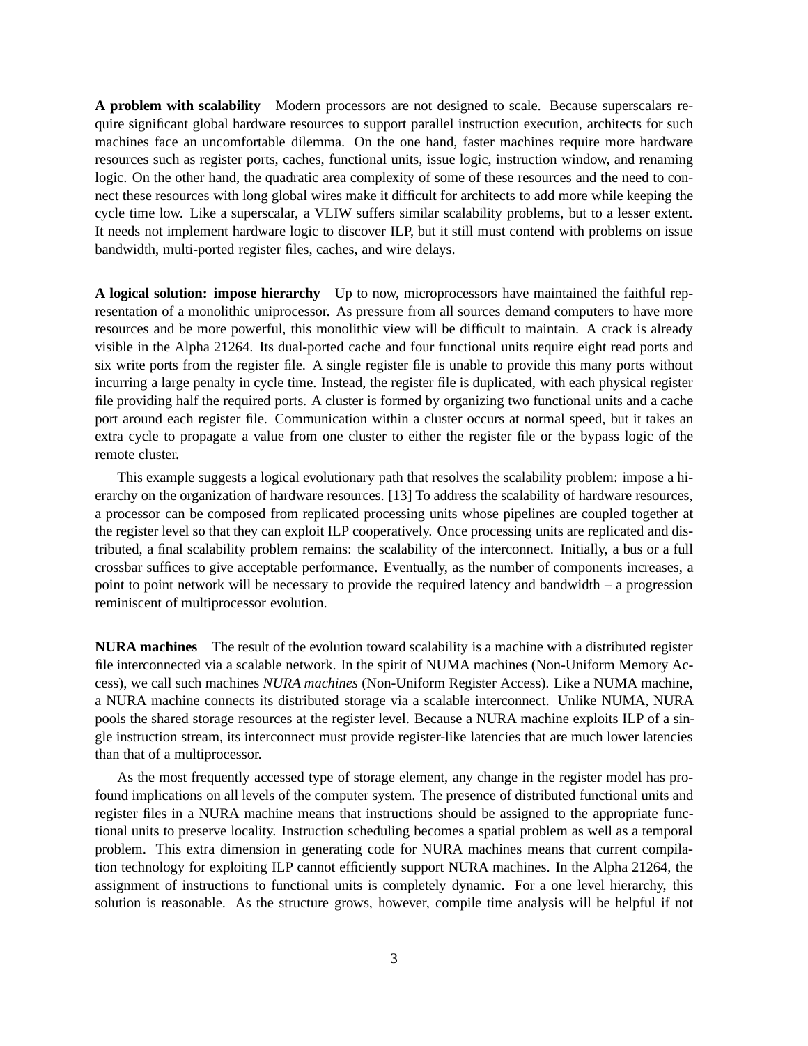**A problem with scalability** Modern processors are not designed to scale. Because superscalars require significant global hardware resources to support parallel instruction execution, architects for such machines face an uncomfortable dilemma. On the one hand, faster machines require more hardware resources such as register ports, caches, functional units, issue logic, instruction window, and renaming logic. On the other hand, the quadratic area complexity of some of these resources and the need to connect these resources with long global wires make it difficult for architects to add more while keeping the cycle time low. Like a superscalar, a VLIW suffers similar scalability problems, but to a lesser extent. It needs not implement hardware logic to discover ILP, but it still must contend with problems on issue bandwidth, multi-ported register files, caches, and wire delays.

**A logical solution: impose hierarchy** Up to now, microprocessors have maintained the faithful representation of a monolithic uniprocessor. As pressure from all sources demand computers to have more resources and be more powerful, this monolithic view will be difficult to maintain. A crack is already visible in the Alpha 21264. Its dual-ported cache and four functional units require eight read ports and six write ports from the register file. A single register file is unable to provide this many ports without incurring a large penalty in cycle time. Instead, the register file is duplicated, with each physical register file providing half the required ports. A cluster is formed by organizing two functional units and a cache port around each register file. Communication within a cluster occurs at normal speed, but it takes an extra cycle to propagate a value from one cluster to either the register file or the bypass logic of the remote cluster.

This example suggests a logical evolutionary path that resolves the scalability problem: impose a hierarchy on the organization of hardware resources. [13] To address the scalability of hardware resources, a processor can be composed from replicated processing units whose pipelines are coupled together at the register level so that they can exploit ILP cooperatively. Once processing units are replicated and distributed, a final scalability problem remains: the scalability of the interconnect. Initially, a bus or a full crossbar suffices to give acceptable performance. Eventually, as the number of components increases, a point to point network will be necessary to provide the required latency and bandwidth – a progression reminiscent of multiprocessor evolution.

**NURA machines** The result of the evolution toward scalability is a machine with a distributed register file interconnected via a scalable network. In the spirit of NUMA machines (Non-Uniform Memory Access), we call such machines *NURA machines* (Non-Uniform Register Access). Like a NUMA machine, a NURA machine connects its distributed storage via a scalable interconnect. Unlike NUMA, NURA pools the shared storage resources at the register level. Because a NURA machine exploits ILP of a single instruction stream, its interconnect must provide register-like latencies that are much lower latencies than that of a multiprocessor.

As the most frequently accessed type of storage element, any change in the register model has profound implications on all levels of the computer system. The presence of distributed functional units and register files in a NURA machine means that instructions should be assigned to the appropriate functional units to preserve locality. Instruction scheduling becomes a spatial problem as well as a temporal problem. This extra dimension in generating code for NURA machines means that current compilation technology for exploiting ILP cannot efficiently support NURA machines. In the Alpha 21264, the assignment of instructions to functional units is completely dynamic. For a one level hierarchy, this solution is reasonable. As the structure grows, however, compile time analysis will be helpful if not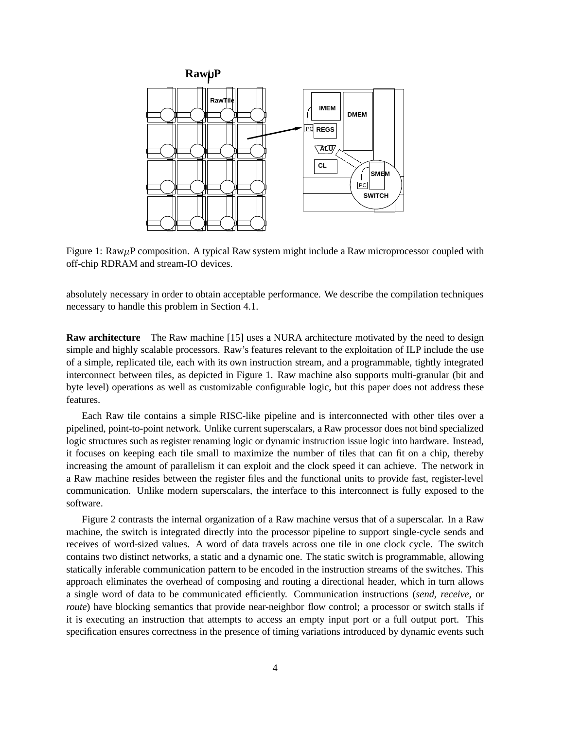Figure 1: Raw$\mu$P composition. A typical Raw system might include a Raw microprocessor coupled with off-chip RDRAM and stream-IO devices.

absolutely necessary in order to obtain acceptable performance. We describe the compilation techniques necessary to handle this problem in Section 4.1.

**Raw architecture** The Raw machine [15] uses a NURA architecture motivated by the need to design simple and highly scalable processors. Raw's features relevant to the exploitation of ILP include the use of a simple, replicated tile, each with its own instruction stream, and a programmable, tightly integrated interconnect between tiles, as depicted in Figure 1. Raw machine also supports multi-granular (bit and byte level) operations as well as customizable configurable logic, but this paper does not address these features.

Each Raw tile contains a simple RISC-like pipeline and is interconnected with other tiles over a pipelined, point-to-point network. Unlike current superscalars, a Raw processor does not bind specialized logic structures such as register renaming logic or dynamic instruction issue logic into hardware. Instead, it focuses on keeping each tile small to maximize the number of tiles that can fit on a chip, thereby increasing the amount of parallelism it can exploit and the clock speed it can achieve. The network in a Raw machine resides between the register files and the functional units to provide fast, register-level communication. Unlike modern superscalars, the interface to this interconnect is fully exposed to the software.

Figure 2 contrasts the internal organization of a Raw machine versus that of a superscalar. In a Raw machine, the switch is integrated directly into the processor pipeline to support single-cycle sends and receives of word-sized values. A word of data travels across one tile in one clock cycle. The switch contains two distinct networks, a static and a dynamic one. The static switch is programmable, allowing statically inferable communication pattern to be encoded in the instruction streams of the switches. This approach eliminates the overhead of composing and routing a directional header, which in turn allows a single word of data to be communicated efficiently. Communication instructions (*send*, *receive*, or *route*) have blocking semantics that provide near-neighbor flow control; a processor or switch stalls if it is executing an instruction that attempts to access an empty input port or a full output port. This specification ensures correctness in the presence of timing variations introduced by dynamic events such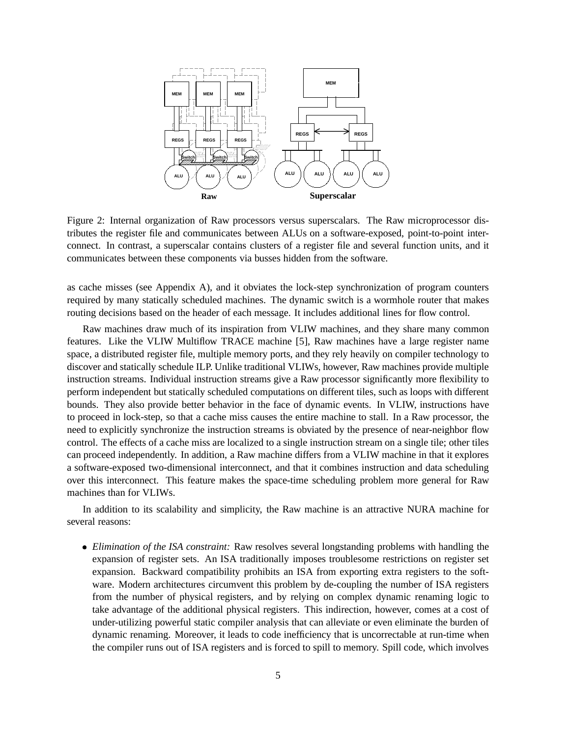Figure 2: Internal organization of Raw processors versus superscalars. The Raw microprocessor distributes the register file and communicates between ALUs on a software-exposed, point-to-point interconnect. In contrast, a superscalar contains clusters of a register file and several function units, and it communicates between these components via busses hidden from the software.

as cache misses (see Appendix A), and it obviates the lock-step synchronization of program counters required by many statically scheduled machines. The dynamic switch is a wormhole router that makes routing decisions based on the header of each message. It includes additional lines for flow control.

Raw machines draw much of its inspiration from VLIW machines, and they share many common features. Like the VLIW Multiflow TRACE machine [5], Raw machines have a large register name space, a distributed register file, multiple memory ports, and they rely heavily on compiler technology to discover and statically schedule ILP. Unlike traditional VLIWs, however, Raw machines provide multiple instruction streams. Individual instruction streams give a Raw processor significantly more flexibility to perform independent but statically scheduled computations on different tiles, such as loops with different bounds. They also provide better behavior in the face of dynamic events. In VLIW, instructions have to proceed in lock-step, so that a cache miss causes the entire machine to stall. In a Raw processor, the need to explicitly synchronize the instruction streams is obviated by the presence of near-neighbor flow control. The effects of a cache miss are localized to a single instruction stream on a single tile; other tiles can proceed independently. In addition, a Raw machine differs from a VLIW machine in that it explores a software-exposed two-dimensional interconnect, and that it combines instruction and data scheduling over this interconnect. This feature makes the space-time scheduling problem more general for Raw machines than for VLIWs.

In addition to its scalability and simplicity, the Raw machine is an attractive NURA machine for several reasons:

- *Elimination of the ISA constraint:* Raw resolves several longstanding problems with handling the expansion of register sets. An ISA traditionally imposes troublesome restrictions on register set expansion. Backward compatibility prohibits an ISA from exporting extra registers to the software. Modern architectures circumvent this problem by de-coupling the number of ISA registers from the number of physical registers, and by relying on complex dynamic renaming logic to take advantage of the additional physical registers. This indirection, however, comes at a cost of under-utilizing powerful static compiler analysis that can alleviate or even eliminate the burden of dynamic renaming. Moreover, it leads to code inefficiency that is uncorrectable at run-time when the compiler runs out of ISA registers and is forced to spill to memory. Spill code, which involves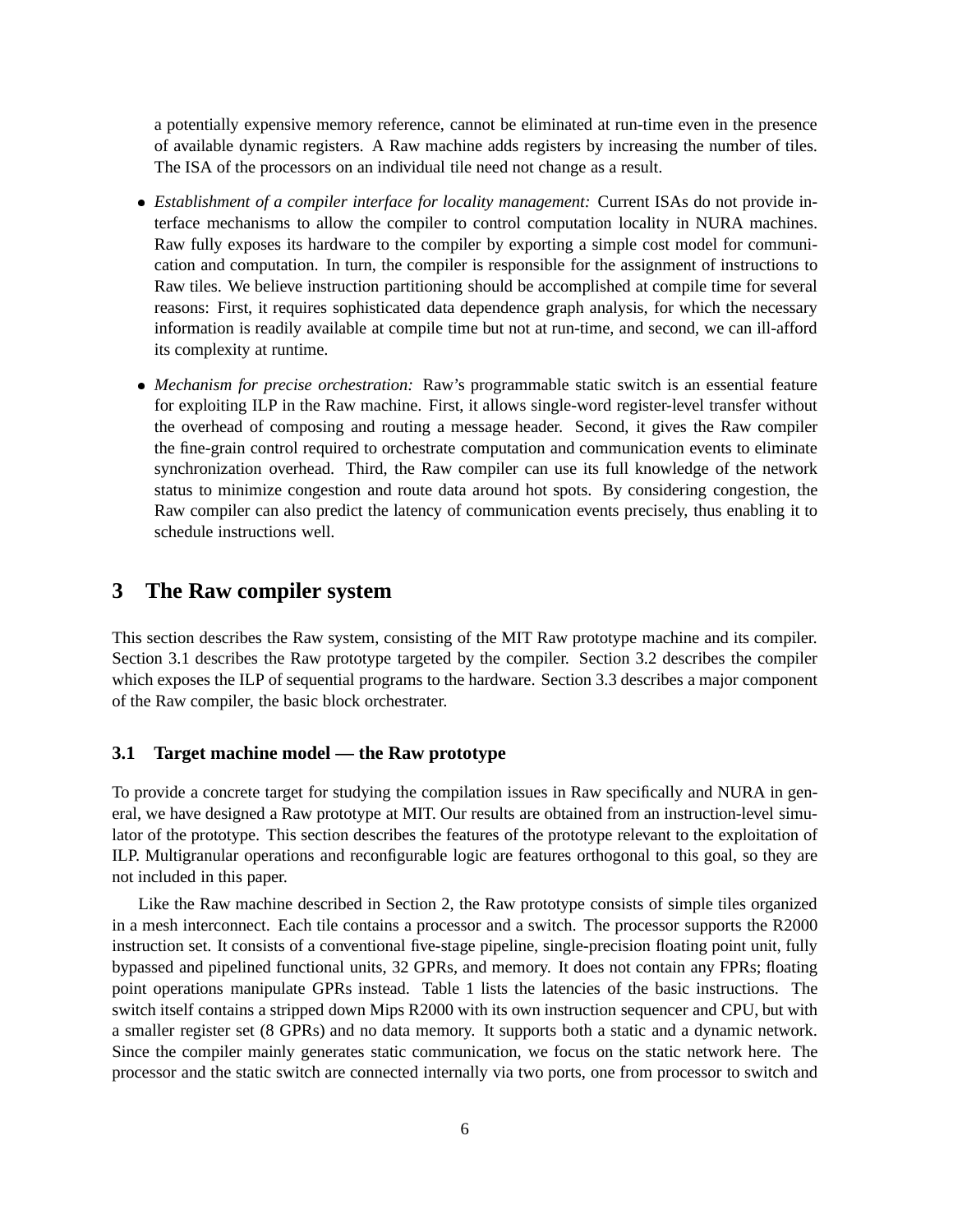a potentially expensive memory reference, cannot be eliminated at run-time even in the presence of available dynamic registers. A Raw machine adds registers by increasing the number of tiles. The ISA of the processors on an individual tile need not change as a result.

- *Establishment of a compiler interface for locality management:* Current ISAs do not provide interface mechanisms to allow the compiler to control computation locality in NURA machines. Raw fully exposes its hardware to the compiler by exporting a simple cost model for communication and computation. In turn, the compiler is responsible for the assignment of instructions to Raw tiles. We believe instruction partitioning should be accomplished at compile time for several reasons: First, it requires sophisticated data dependence graph analysis, for which the necessary information is readily available at compile time but not at run-time, and second, we can ill-afford its complexity at runtime.
- *Mechanism for precise orchestration:* Raw's programmable static switch is an essential feature for exploiting ILP in the Raw machine. First, it allows single-word register-level transfer without the overhead of composing and routing a message header. Second, it gives the Raw compiler the fine-grain control required to orchestrate computation and communication events to eliminate synchronization overhead. Third, the Raw compiler can use its full knowledge of the network status to minimize congestion and route data around hot spots. By considering congestion, the Raw compiler can also predict the latency of communication events precisely, thus enabling it to schedule instructions well.

# 3 The Raw compiler system

This section describes the Raw system, consisting of the MIT Raw prototype machine and its compiler. Section 3.1 describes the Raw prototype targeted by the compiler. Section 3.2 describes the compiler which exposes the ILP of sequential programs to the hardware. Section 3.3 describes a major component of the Raw compiler, the basic block orchestrater.

## 3.1 Target machine model — the Raw prototype

To provide a concrete target for studying the compilation issues in Raw specifically and NURA in general, we have designed a Raw prototype at MIT. Our results are obtained from an instruction-level simulator of the prototype. This section describes the features of the prototype relevant to the exploitation of ILP. Multigranular operations and reconfigurable logic are features orthogonal to this goal, so they are not included in this paper.

Like the Raw machine described in Section 2, the Raw prototype consists of simple tiles organized in a mesh interconnect. Each tile contains a processor and a switch. The processor supports the R2000 instruction set. It consists of a conventional five-stage pipeline, single-precision floating point unit, fully bypassed and pipelined functional units, 32 GPRs, and memory. It does not contain any FPRs; floating point operations manipulate GPRs instead. Table 1 lists the latencies of the basic instructions. The switch itself contains a stripped down Mips R2000 with its own instruction sequencer and CPU, but with a smaller register set (8 GPRs) and no data memory. It supports both a static and a dynamic network. Since the compiler mainly generates static communication, we focus on the static network here. The processor and the static switch are connected internally via two ports, one from processor to switch and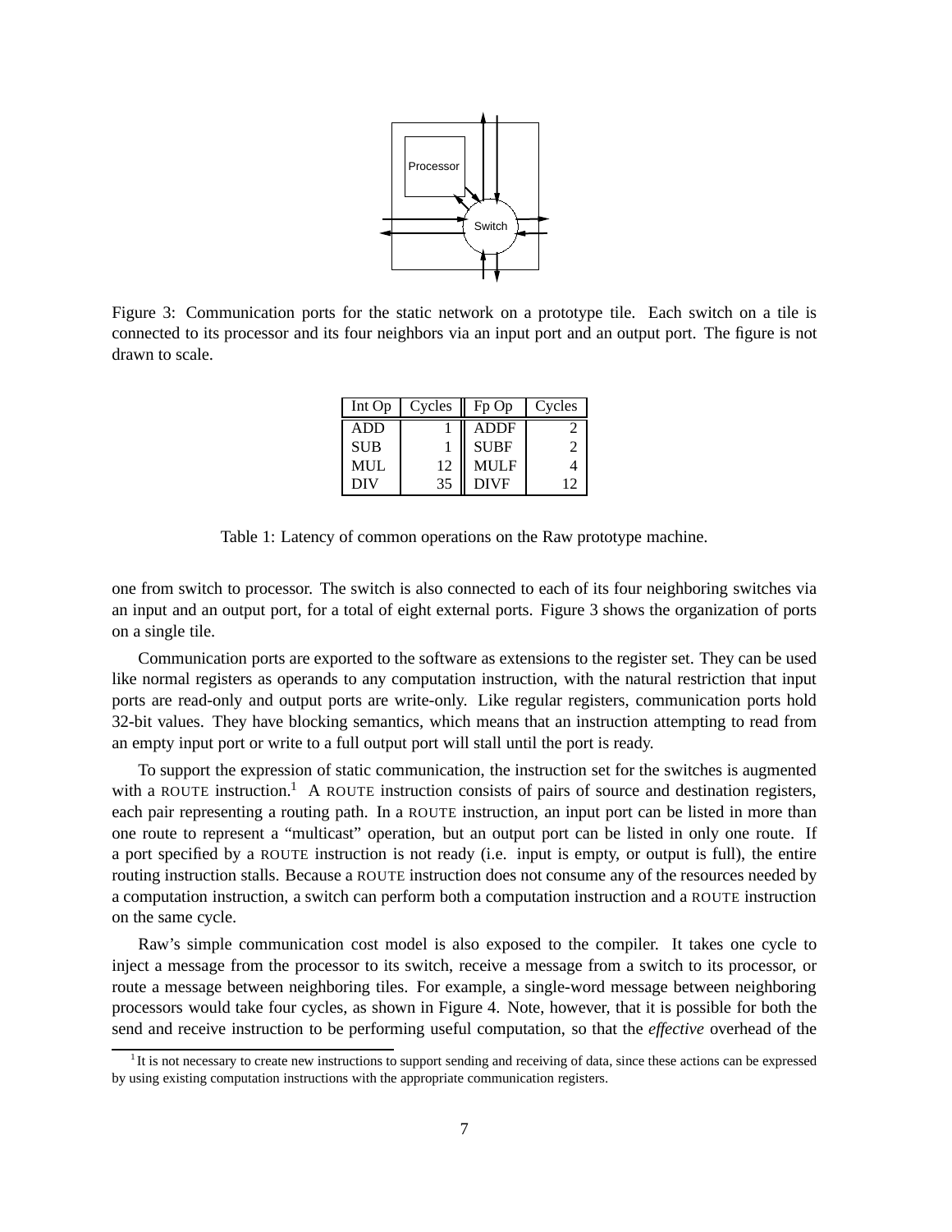Figure 3: Communication ports for the static network on a prototype tile. Each switch on a tile is connected to its processor and its four neighbors via an input port and an output port. The figure is not drawn to scale.

| Int Op | Cycles | Fp Op | Cycles |
|---|---|---|---|
| ADD | 1 | ADDF | 2 |
| SUB | 1 | SUBF | 2 |
| MUL | 12 | MULF | 4 |
| DIV | 35 | DIVF | 12 |

Table 1: Latency of common operations on the Raw prototype machine.

one from switch to processor. The switch is also connected to each of its four neighboring switches via an input and an output port, for a total of eight external ports. Figure 3 shows the organization of ports on a single tile.

Communication ports are exported to the software as extensions to the register set. They can be used like normal registers as operands to any computation instruction, with the natural restriction that input ports are read-only and output ports are write-only. Like regular registers, communication ports hold 32-bit values. They have blocking semantics, which means that an instruction attempting to read from an empty input port or write to a full output port will stall until the port is ready.

To support the expression of static communication, the instruction set for the switches is augmented with a ROUTE instruction.[1] A ROUTE instruction consists of pairs of source and destination registers, each pair representing a routing path. In a ROUTE instruction, an input port can be listed in more than one route to represent a "multicast" operation, but an output port can be listed in only one route. If a port specified by a ROUTE instruction is not ready (i.e. input is empty, or output is full), the entire routing instruction stalls. Because a ROUTE instruction does not consume any of the resources needed by a computation instruction, a switch can perform both a computation instruction and a ROUTE instruction on the same cycle.

Raw's simple communication cost model is also exposed to the compiler. It takes one cycle to inject a message from the processor to its switch, receive a message from a switch to its processor, or route a message between neighboring tiles. For example, a single-word message between neighboring processors would take four cycles, as shown in Figure 4. Note, however, that it is possible for both the send and receive instruction to be performing useful computation, so that the *effective* overhead of the

[1] It is not necessary to create new instructions to support sending and receiving of data, since these actions can be expressed by using existing computation instructions with the appropriate communication registers.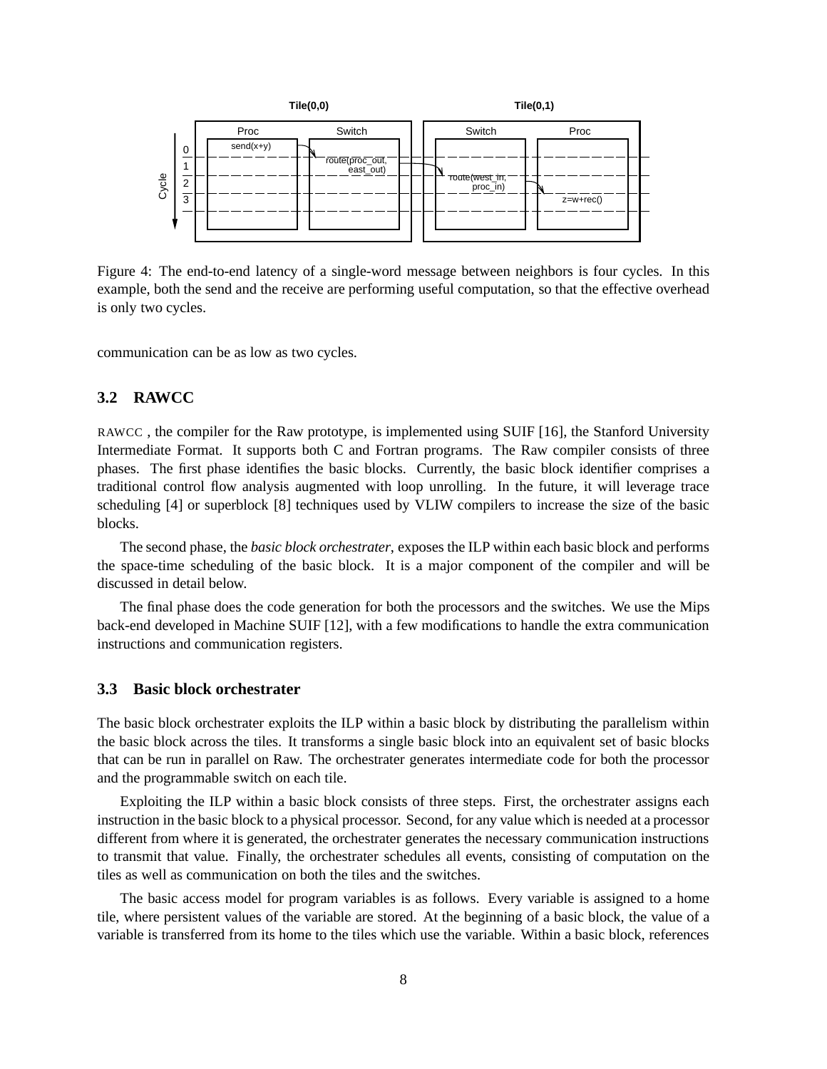Figure 4: The end-to-end latency of a single-word message between neighbors is four cycles. In this example, both the send and the receive are performing useful computation, so that the effective overhead is only two cycles.

communication can be as low as two cycles.

### 3.2 RAWCC

RAWCC , the compiler for the Raw prototype, is implemented using SUIF [16], the Stanford University Intermediate Format. It supports both C and Fortran programs. The Raw compiler consists of three phases. The first phase identifies the basic blocks. Currently, the basic block identifier comprises a traditional control flow analysis augmented with loop unrolling. In the future, it will leverage trace scheduling [4] or superblock [8] techniques used by VLIW compilers to increase the size of the basic blocks.

The second phase, the *basic block orchestrater*, exposes the ILP within each basic block and performs the space-time scheduling of the basic block. It is a major component of the compiler and will be discussed in detail below.

The final phase does the code generation for both the processors and the switches. We use the Mips back-end developed in Machine SUIF [12], with a few modifications to handle the extra communication instructions and communication registers.

### 3.3 Basic block orchestrater

The basic block orchestrater exploits the ILP within a basic block by distributing the parallelism within the basic block across the tiles. It transforms a single basic block into an equivalent set of basic blocks that can be run in parallel on Raw. The orchestrater generates intermediate code for both the processor and the programmable switch on each tile.

Exploiting the ILP within a basic block consists of three steps. First, the orchestrater assigns each instruction in the basic block to a physical processor. Second, for any value which is needed at a processor different from where it is generated, the orchestrater generates the necessary communication instructions to transmit that value. Finally, the orchestrater schedules all events, consisting of computation on the tiles as well as communication on both the tiles and the switches.

The basic access model for program variables is as follows. Every variable is assigned to a home tile, where persistent values of the variable are stored. At the beginning of a basic block, the value of a variable is transferred from its home to the tiles which use the variable. Within a basic block, references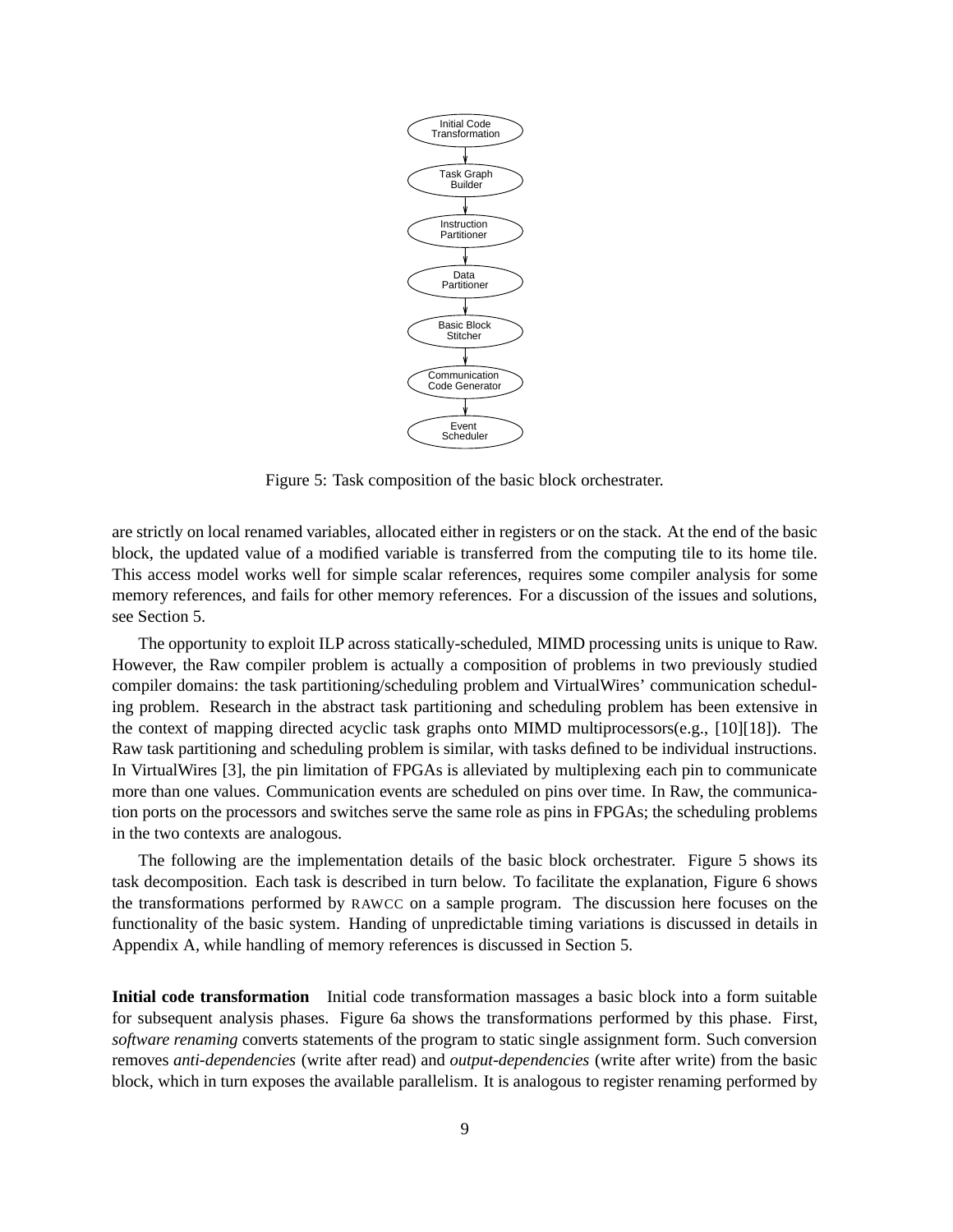Initial Code Transformation → Task Graph Builder → Instruction Partitioner → Data Partitioner → Basic Block Stitcher → Communication Code Generator → Event Scheduler

Figure 5: Task composition of the basic block orchestrater.

are strictly on local renamed variables, allocated either in registers or on the stack. At the end of the basic block, the updated value of a modified variable is transferred from the computing tile to its home tile. This access model works well for simple scalar references, requires some compiler analysis for some memory references, and fails for other memory references. For a discussion of the issues and solutions, see Section 5.

The opportunity to exploit ILP across statically-scheduled, MIMD processing units is unique to Raw. However, the Raw compiler problem is actually a composition of problems in two previously studied compiler domains: the task partitioning/scheduling problem and VirtualWires' communication scheduling problem. Research in the abstract task partitioning and scheduling problem has been extensive in the context of mapping directed acyclic task graphs onto MIMD multiprocessors(e.g., [10][18]). The Raw task partitioning and scheduling problem is similar, with tasks defined to be individual instructions. In VirtualWires [3], the pin limitation of FPGAs is alleviated by multiplexing each pin to communicate more than one values. Communication events are scheduled on pins over time. In Raw, the communication ports on the processors and switches serve the same role as pins in FPGAs; the scheduling problems in the two contexts are analogous.

The following are the implementation details of the basic block orchestrater. Figure 5 shows its task decomposition. Each task is described in turn below. To facilitate the explanation, Figure 6 shows the transformations performed by RAWCC on a sample program. The discussion here focuses on the functionality of the basic system. Handing of unpredictable timing variations is discussed in details in Appendix A, while handling of memory references is discussed in Section 5.

**Initial code transformation** Initial code transformation massages a basic block into a form suitable for subsequent analysis phases. Figure 6a shows the transformations performed by this phase. First, *software renaming* converts statements of the program to static single assignment form. Such conversion removes *anti-dependencies* (write after read) and *output-dependencies* (write after write) from the basic block, which in turn exposes the available parallelism. It is analogous to register renaming performed by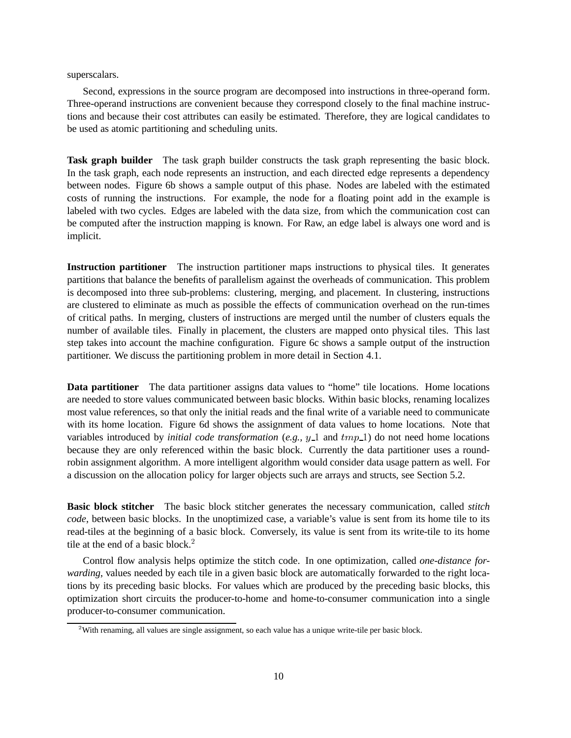superscalars.

Second, expressions in the source program are decomposed into instructions in three-operand form. Three-operand instructions are convenient because they correspond closely to the final machine instructions and because their cost attributes can easily be estimated. Therefore, they are logical candidates to be used as atomic partitioning and scheduling units.

**Task graph builder** The task graph builder constructs the task graph representing the basic block. In the task graph, each node represents an instruction, and each directed edge represents a dependency between nodes. Figure 6b shows a sample output of this phase. Nodes are labeled with the estimated costs of running the instructions. For example, the node for a floating point add in the example is labeled with two cycles. Edges are labeled with the data size, from which the communication cost can be computed after the instruction mapping is known. For Raw, an edge label is always one word and is implicit.

**Instruction partitioner** The instruction partitioner maps instructions to physical tiles. It generates partitions that balance the benefits of parallelism against the overheads of communication. This problem is decomposed into three sub-problems: clustering, merging, and placement. In clustering, instructions are clustered to eliminate as much as possible the effects of communication overhead on the run-times of critical paths. In merging, clusters of instructions are merged until the number of clusters equals the number of available tiles. Finally in placement, the clusters are mapped onto physical tiles. This last step takes into account the machine configuration. Figure 6c shows a sample output of the instruction partitioner. We discuss the partitioning problem in more detail in Section 4.1.

**Data partitioner** The data partitioner assigns data values to "home" tile locations. Home locations are needed to store values communicated between basic blocks. Within basic blocks, renaming localizes most value references, so that only the initial reads and the final write of a variable need to communicate with its home location. Figure 6d shows the assignment of data values to home locations. Note that variables introduced by *initial code transformation* (*e.g.*, $y\_1$ and $tmp\_1$) do not need home locations because they are only referenced within the basic block. Currently the data partitioner uses a round-robin assignment algorithm. A more intelligent algorithm would consider data usage pattern as well. For a discussion on the allocation policy for larger objects such are arrays and structs, see Section 5.2.

**Basic block stitcher** The basic block stitcher generates the necessary communication, called *stitch code*, between basic blocks. In the unoptimized case, a variable's value is sent from its home tile to its read-tiles at the beginning of a basic block. Conversely, its value is sent from its write-tile to its home tile at the end of a basic block.[2]

Control flow analysis helps optimize the stitch code. In one optimization, called *one-distance forwarding*, values needed by each tile in a given basic block are automatically forwarded to the right locations by its preceding basic blocks. For values which are produced by the preceding basic blocks, this optimization short circuits the producer-to-home and home-to-consumer communication into a single producer-to-consumer communication.

[2]With renaming, all values are single assignment, so each value has a unique write-tile per basic block.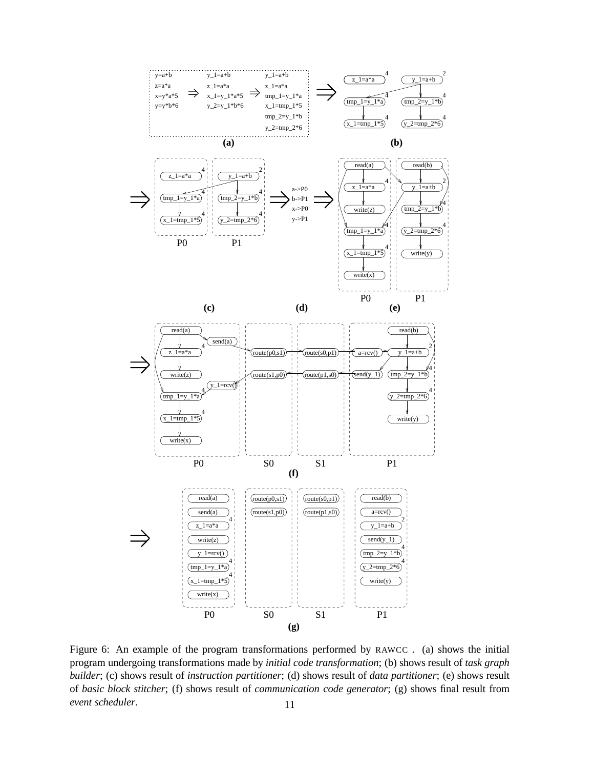Figure 6: An example of the program transformations performed by RAWCC . (a) shows the initial program undergoing transformations made by *initial code transformation*; (b) shows result of *task graph builder*; (c) shows result of *instruction partitioner*; (d) shows result of *data partitioner*; (e) shows result of *basic block stitcher*; (f) shows result of *communication code generator*; (g) shows final result from *event scheduler*.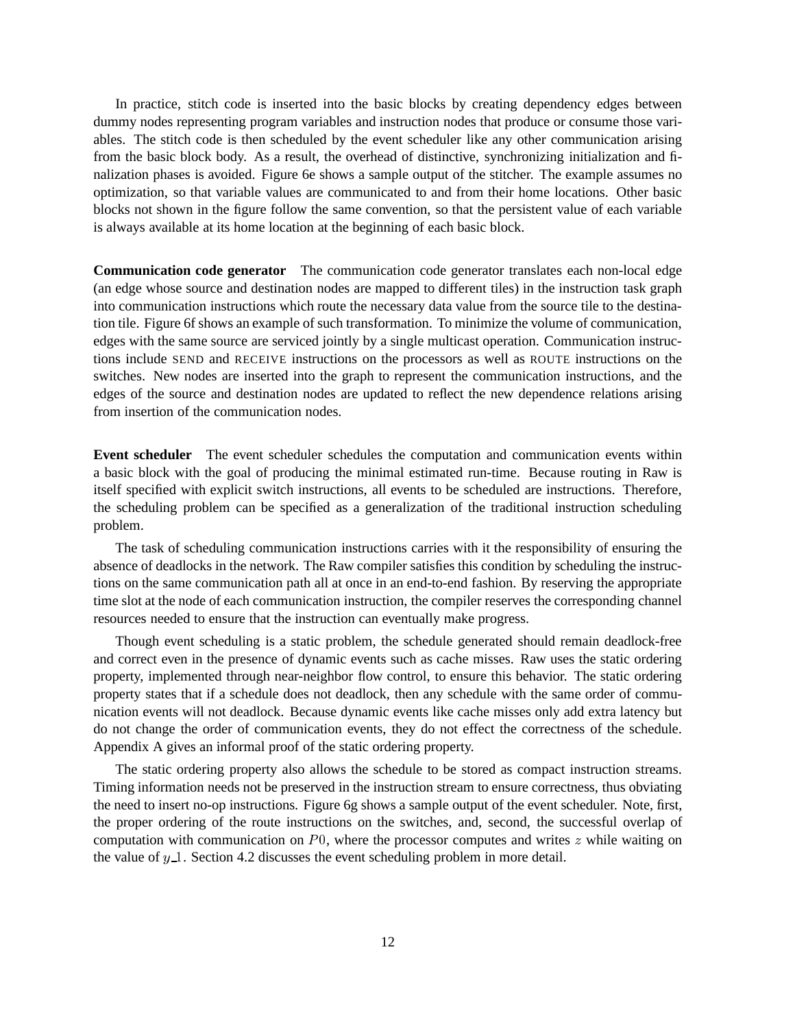In practice, stitch code is inserted into the basic blocks by creating dependency edges between dummy nodes representing program variables and instruction nodes that produce or consume those variables. The stitch code is then scheduled by the event scheduler like any other communication arising from the basic block body. As a result, the overhead of distinctive, synchronizing initialization and finalization phases is avoided. Figure 6e shows a sample output of the stitcher. The example assumes no optimization, so that variable values are communicated to and from their home locations. Other basic blocks not shown in the figure follow the same convention, so that the persistent value of each variable is always available at its home location at the beginning of each basic block.

**Communication code generator** The communication code generator translates each non-local edge (an edge whose source and destination nodes are mapped to different tiles) in the instruction task graph into communication instructions which route the necessary data value from the source tile to the destination tile. Figure 6f shows an example of such transformation. To minimize the volume of communication, edges with the same source are serviced jointly by a single multicast operation. Communication instructions include SEND and RECEIVE instructions on the processors as well as ROUTE instructions on the switches. New nodes are inserted into the graph to represent the communication instructions, and the edges of the source and destination nodes are updated to reflect the new dependence relations arising from insertion of the communication nodes.

**Event scheduler** The event scheduler schedules the computation and communication events within a basic block with the goal of producing the minimal estimated run-time. Because routing in Raw is itself specified with explicit switch instructions, all events to be scheduled are instructions. Therefore, the scheduling problem can be specified as a generalization of the traditional instruction scheduling problem.

The task of scheduling communication instructions carries with it the responsibility of ensuring the absence of deadlocks in the network. The Raw compiler satisfies this condition by scheduling the instructions on the same communication path all at once in an end-to-end fashion. By reserving the appropriate time slot at the node of each communication instruction, the compiler reserves the corresponding channel resources needed to ensure that the instruction can eventually make progress.

Though event scheduling is a static problem, the schedule generated should remain deadlock-free and correct even in the presence of dynamic events such as cache misses. Raw uses the static ordering property, implemented through near-neighbor flow control, to ensure this behavior. The static ordering property states that if a schedule does not deadlock, then any schedule with the same order of communication events will not deadlock. Because dynamic events like cache misses only add extra latency but do not change the order of communication events, they do not effect the correctness of the schedule. Appendix A gives an informal proof of the static ordering property.

The static ordering property also allows the schedule to be stored as compact instruction streams. Timing information needs not be preserved in the instruction stream to ensure correctness, thus obviating the need to insert no-op instructions. Figure 6g shows a sample output of the event scheduler. Note, first, the proper ordering of the route instructions on the switches, and, second, the successful overlap of computation with communication on $P0$, where the processor computes and writes $z$ while waiting on the value of $y\_1$. Section 4.2 discusses the event scheduling problem in more detail.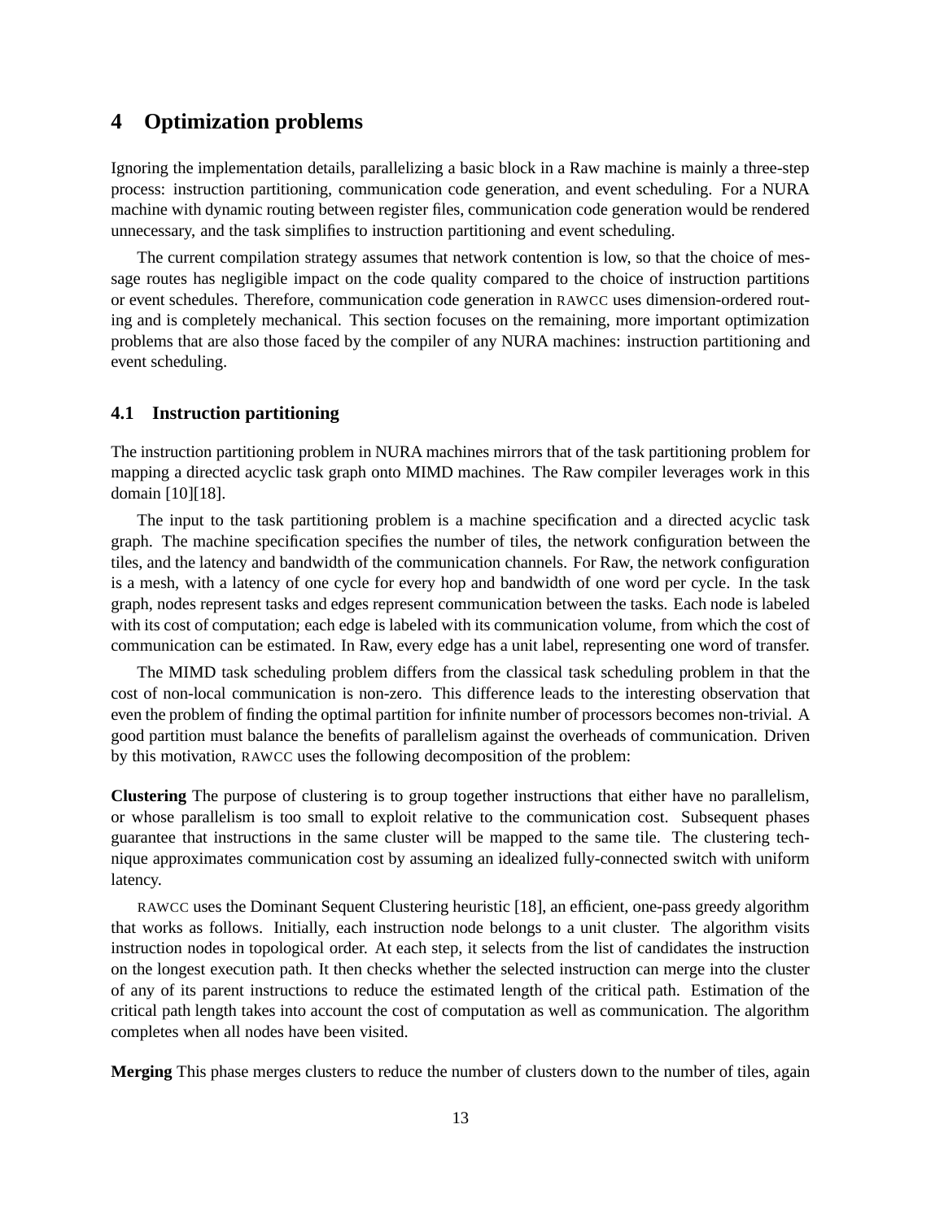## 4 Optimization problems

Ignoring the implementation details, parallelizing a basic block in a Raw machine is mainly a three-step process: instruction partitioning, communication code generation, and event scheduling. For a NURA machine with dynamic routing between register files, communication code generation would be rendered unnecessary, and the task simplifies to instruction partitioning and event scheduling.

The current compilation strategy assumes that network contention is low, so that the choice of message routes has negligible impact on the code quality compared to the choice of instruction partitions or event schedules. Therefore, communication code generation in RAWCC uses dimension-ordered routing and is completely mechanical. This section focuses on the remaining, more important optimization problems that are also those faced by the compiler of any NURA machines: instruction partitioning and event scheduling.

### 4.1 Instruction partitioning

The instruction partitioning problem in NURA machines mirrors that of the task partitioning problem for mapping a directed acyclic task graph onto MIMD machines. The Raw compiler leverages work in this domain [10][18].

The input to the task partitioning problem is a machine specification and a directed acyclic task graph. The machine specification specifies the number of tiles, the network configuration between the tiles, and the latency and bandwidth of the communication channels. For Raw, the network configuration is a mesh, with a latency of one cycle for every hop and bandwidth of one word per cycle. In the task graph, nodes represent tasks and edges represent communication between the tasks. Each node is labeled with its cost of computation; each edge is labeled with its communication volume, from which the cost of communication can be estimated. In Raw, every edge has a unit label, representing one word of transfer.

The MIMD task scheduling problem differs from the classical task scheduling problem in that the cost of non-local communication is non-zero. This difference leads to the interesting observation that even the problem of finding the optimal partition for infinite number of processors becomes non-trivial. A good partition must balance the benefits of parallelism against the overheads of communication. Driven by this motivation, RAWCC uses the following decomposition of the problem:

**Clustering** The purpose of clustering is to group together instructions that either have no parallelism, or whose parallelism is too small to exploit relative to the communication cost. Subsequent phases guarantee that instructions in the same cluster will be mapped to the same tile. The clustering technique approximates communication cost by assuming an idealized fully-connected switch with uniform latency.

RAWCC uses the Dominant Sequent Clustering heuristic [18], an efficient, one-pass greedy algorithm that works as follows. Initially, each instruction node belongs to a unit cluster. The algorithm visits instruction nodes in topological order. At each step, it selects from the list of candidates the instruction on the longest execution path. It then checks whether the selected instruction can merge into the cluster of any of its parent instructions to reduce the estimated length of the critical path. Estimation of the critical path length takes into account the cost of computation as well as communication. The algorithm completes when all nodes have been visited.

**Merging** This phase merges clusters to reduce the number of clusters down to the number of tiles, again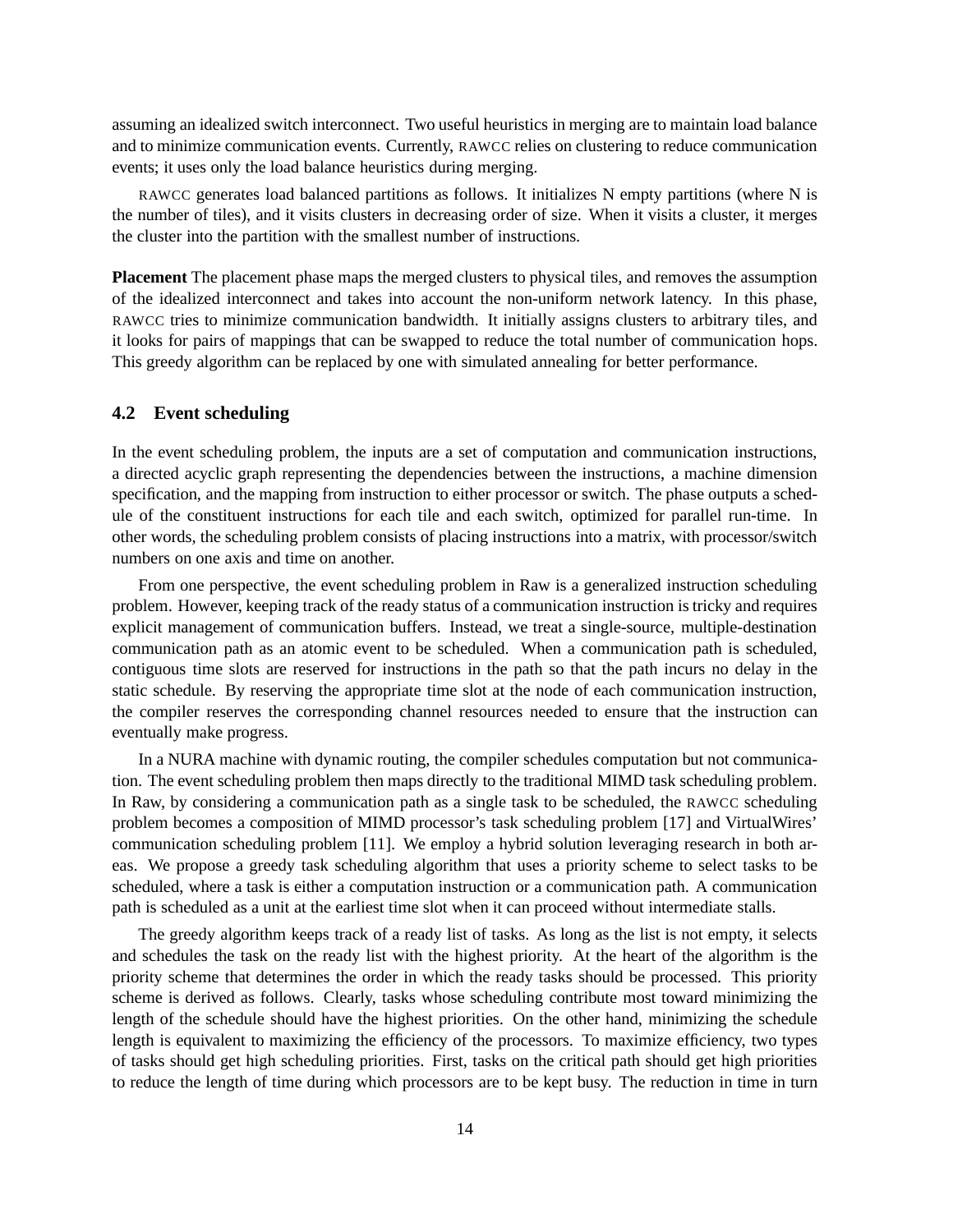assuming an idealized switch interconnect. Two useful heuristics in merging are to maintain load balance and to minimize communication events. Currently, RAWCC relies on clustering to reduce communication events; it uses only the load balance heuristics during merging.

RAWCC generates load balanced partitions as follows. It initializes N empty partitions (where N is the number of tiles), and it visits clusters in decreasing order of size. When it visits a cluster, it merges the cluster into the partition with the smallest number of instructions.

**Placement** The placement phase maps the merged clusters to physical tiles, and removes the assumption of the idealized interconnect and takes into account the non-uniform network latency. In this phase, RAWCC tries to minimize communication bandwidth. It initially assigns clusters to arbitrary tiles, and it looks for pairs of mappings that can be swapped to reduce the total number of communication hops. This greedy algorithm can be replaced by one with simulated annealing for better performance.

### 4.2 Event scheduling

In the event scheduling problem, the inputs are a set of computation and communication instructions, a directed acyclic graph representing the dependencies between the instructions, a machine dimension specification, and the mapping from instruction to either processor or switch. The phase outputs a schedule of the constituent instructions for each tile and each switch, optimized for parallel run-time. In other words, the scheduling problem consists of placing instructions into a matrix, with processor/switch numbers on one axis and time on another.

From one perspective, the event scheduling problem in Raw is a generalized instruction scheduling problem. However, keeping track of the ready status of a communication instruction is tricky and requires explicit management of communication buffers. Instead, we treat a single-source, multiple-destination communication path as an atomic event to be scheduled. When a communication path is scheduled, contiguous time slots are reserved for instructions in the path so that the path incurs no delay in the static schedule. By reserving the appropriate time slot at the node of each communication instruction, the compiler reserves the corresponding channel resources needed to ensure that the instruction can eventually make progress.

In a NURA machine with dynamic routing, the compiler schedules computation but not communication. The event scheduling problem then maps directly to the traditional MIMD task scheduling problem. In Raw, by considering a communication path as a single task to be scheduled, the RAWCC scheduling problem becomes a composition of MIMD processor's task scheduling problem [17] and VirtualWires' communication scheduling problem [11]. We employ a hybrid solution leveraging research in both areas. We propose a greedy task scheduling algorithm that uses a priority scheme to select tasks to be scheduled, where a task is either a computation instruction or a communication path. A communication path is scheduled as a unit at the earliest time slot when it can proceed without intermediate stalls.

The greedy algorithm keeps track of a ready list of tasks. As long as the list is not empty, it selects and schedules the task on the ready list with the highest priority. At the heart of the algorithm is the priority scheme that determines the order in which the ready tasks should be processed. This priority scheme is derived as follows. Clearly, tasks whose scheduling contribute most toward minimizing the length of the schedule should have the highest priorities. On the other hand, minimizing the schedule length is equivalent to maximizing the efficiency of the processors. To maximize efficiency, two types of tasks should get high scheduling priorities. First, tasks on the critical path should get high priorities to reduce the length of time during which processors are to be kept busy. The reduction in time in turn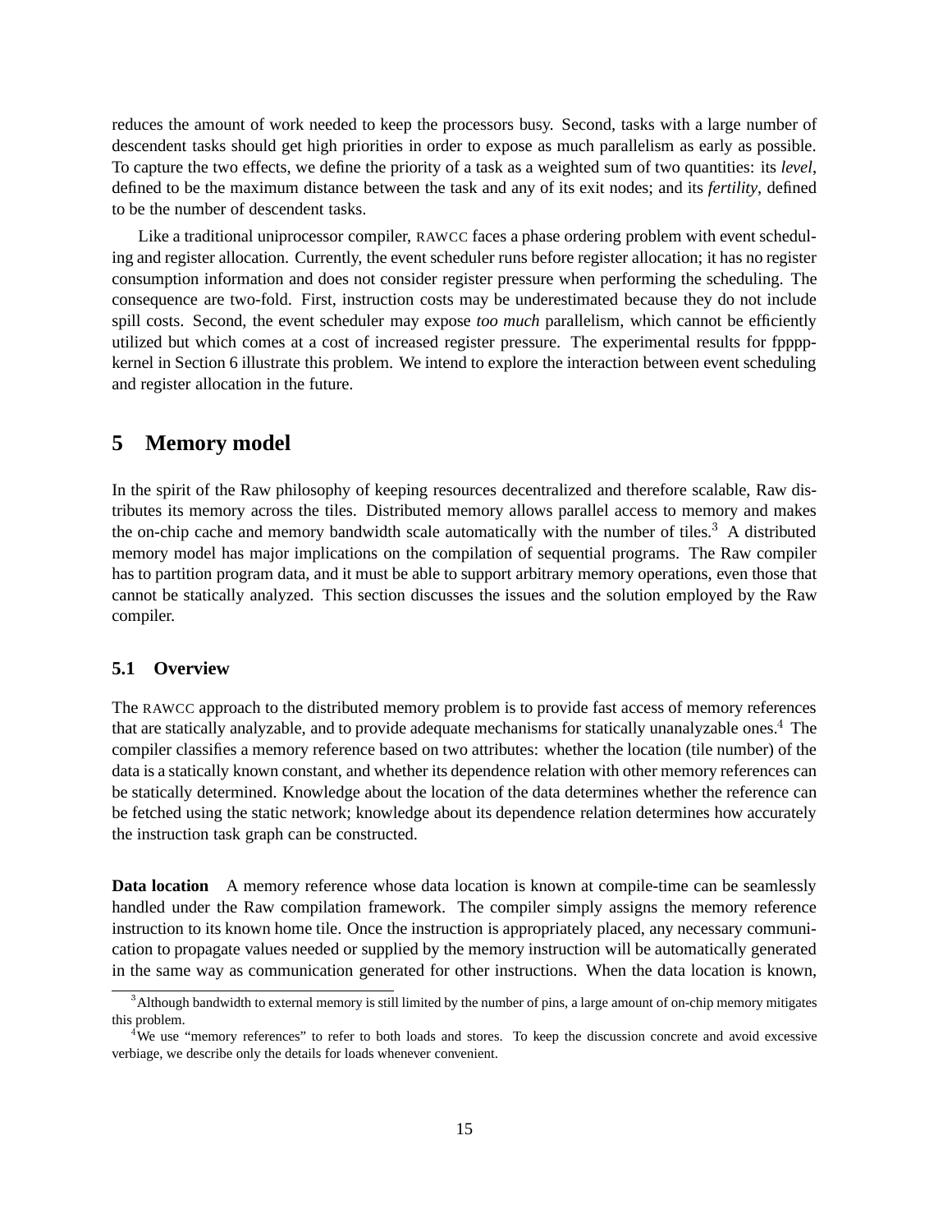reduces the amount of work needed to keep the processors busy. Second, tasks with a large number of descendent tasks should get high priorities in order to expose as much parallelism as early as possible. To capture the two effects, we define the priority of a task as a weighted sum of two quantities: its *level*, defined to be the maximum distance between the task and any of its exit nodes; and its *fertility*, defined to be the number of descendent tasks.

Like a traditional uniprocessor compiler, RAWCC faces a phase ordering problem with event scheduling and register allocation. Currently, the event scheduler runs before register allocation; it has no register consumption information and does not consider register pressure when performing the scheduling. The consequence are two-fold. First, instruction costs may be underestimated because they do not include spill costs. Second, the event scheduler may expose *too much* parallelism, which cannot be efficiently utilized but which comes at a cost of increased register pressure. The experimental results for fpppp-kernel in Section 6 illustrate this problem. We intend to explore the interaction between event scheduling and register allocation in the future.

## 5 Memory model

In the spirit of the Raw philosophy of keeping resources decentralized and therefore scalable, Raw distributes its memory across the tiles. Distributed memory allows parallel access to memory and makes the on-chip cache and memory bandwidth scale automatically with the number of tiles.[3] A distributed memory model has major implications on the compilation of sequential programs. The Raw compiler has to partition program data, and it must be able to support arbitrary memory operations, even those that cannot be statically analyzed. This section discusses the issues and the solution employed by the Raw compiler.

### 5.1 Overview

The RAWCC approach to the distributed memory problem is to provide fast access of memory references that are statically analyzable, and to provide adequate mechanisms for statically unanalyzable ones.[4] The compiler classifies a memory reference based on two attributes: whether the location (tile number) of the data is a statically known constant, and whether its dependence relation with other memory references can be statically determined. Knowledge about the location of the data determines whether the reference can be fetched using the static network; knowledge about its dependence relation determines how accurately the instruction task graph can be constructed.

**Data location** A memory reference whose data location is known at compile-time can be seamlessly handled under the Raw compilation framework. The compiler simply assigns the memory reference instruction to its known home tile. Once the instruction is appropriately placed, any necessary communication to propagate values needed or supplied by the memory instruction will be automatically generated in the same way as communication generated for other instructions. When the data location is known,

[3] Although bandwidth to external memory is still limited by the number of pins, a large amount of on-chip memory mitigates this problem.

[4] We use "memory references" to refer to both loads and stores. To keep the discussion concrete and avoid excessive verbiage, we describe only the details for loads whenever convenient.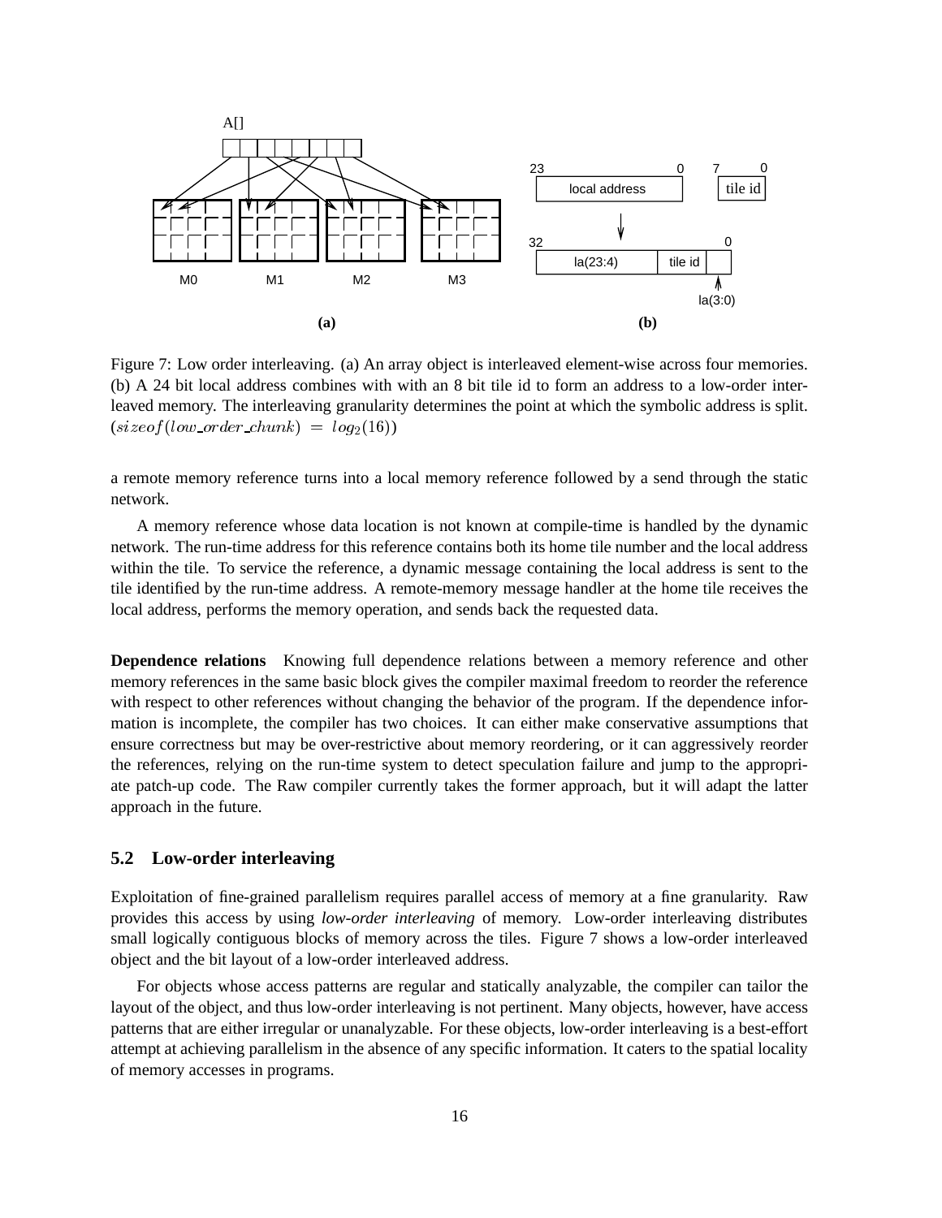Figure 7: Low order interleaving. (a) An array object is interleaved element-wise across four memories. (b) A 24 bit local address combines with with an 8 bit tile id to form an address to a low-order interleaved memory. The interleaving granularity determines the point at which the symbolic address is split. $(sizeof(low\_order\_chunk) = log_2(16))$

a remote memory reference turns into a local memory reference followed by a send through the static network.

A memory reference whose data location is not known at compile-time is handled by the dynamic network. The run-time address for this reference contains both its home tile number and the local address within the tile. To service the reference, a dynamic message containing the local address is sent to the tile identified by the run-time address. A remote-memory message handler at the home tile receives the local address, performs the memory operation, and sends back the requested data.

**Dependence relations** Knowing full dependence relations between a memory reference and other memory references in the same basic block gives the compiler maximal freedom to reorder the reference with respect to other references without changing the behavior of the program. If the dependence information is incomplete, the compiler has two choices. It can either make conservative assumptions that ensure correctness but may be over-restrictive about memory reordering, or it can aggressively reorder the references, relying on the run-time system to detect speculation failure and jump to the appropriate patch-up code. The Raw compiler currently takes the former approach, but it will adapt the latter approach in the future.

### 5.2 Low-order interleaving

Exploitation of fine-grained parallelism requires parallel access of memory at a fine granularity. Raw provides this access by using *low-order interleaving* of memory. Low-order interleaving distributes small logically contiguous blocks of memory across the tiles. Figure 7 shows a low-order interleaved object and the bit layout of a low-order interleaved address.

For objects whose access patterns are regular and statically analyzable, the compiler can tailor the layout of the object, and thus low-order interleaving is not pertinent. Many objects, however, have access patterns that are either irregular or unanalyzable. For these objects, low-order interleaving is a best-effort attempt at achieving parallelism in the absence of any specific information. It caters to the spatial locality of memory accesses in programs.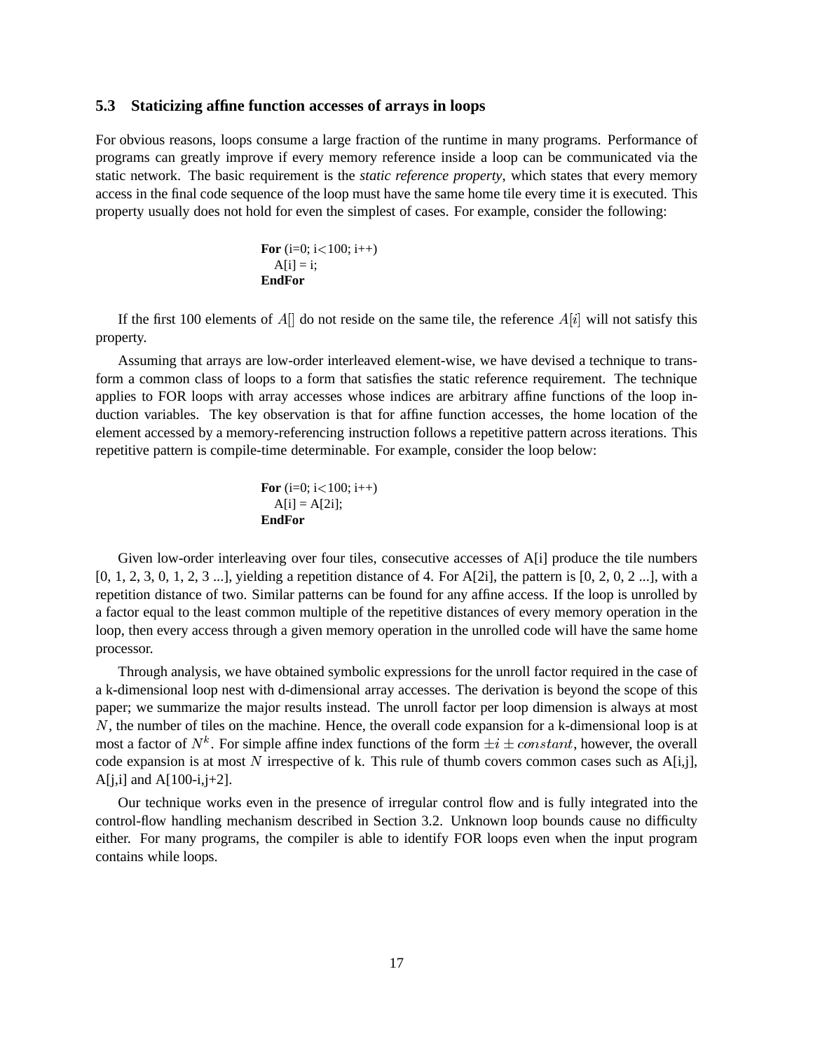### 5.3 Staticizing affine function accesses of arrays in loops

For obvious reasons, loops consume a large fraction of the runtime in many programs. Performance of programs can greatly improve if every memory reference inside a loop can be communicated via the static network. The basic requirement is the *static reference property*, which states that every memory access in the final code sequence of the loop must have the same home tile every time it is executed. This property usually does not hold for even the simplest of cases. For example, consider the following:

```
For (i=0; i<100; i++)
   A[i] = i;
EndFor
```

If the first 100 elements of $A[]$ do not reside on the same tile, the reference $A[i]$ will not satisfy this property.

Assuming that arrays are low-order interleaved element-wise, we have devised a technique to transform a common class of loops to a form that satisfies the static reference requirement. The technique applies to FOR loops with array accesses whose indices are arbitrary affine functions of the loop induction variables. The key observation is that for affine function accesses, the home location of the element accessed by a memory-referencing instruction follows a repetitive pattern across iterations. This repetitive pattern is compile-time determinable. For example, consider the loop below:

```
For (i=0; i<100; i++)
   A[i] = A[2i];
EndFor
```

Given low-order interleaving over four tiles, consecutive accesses of A[i] produce the tile numbers [0, 1, 2, 3, 0, 1, 2, 3 ...], yielding a repetition distance of 4. For A[2i], the pattern is [0, 2, 0, 2 ...], with a repetition distance of two. Similar patterns can be found for any affine access. If the loop is unrolled by a factor equal to the least common multiple of the repetitive distances of every memory operation in the loop, then every access through a given memory operation in the unrolled code will have the same home processor.

Through analysis, we have obtained symbolic expressions for the unroll factor required in the case of a k-dimensional loop nest with d-dimensional array accesses. The derivation is beyond the scope of this paper; we summarize the major results instead. The unroll factor per loop dimension is always at most $N$, the number of tiles on the machine. Hence, the overall code expansion for a k-dimensional loop is at most a factor of $N^k$. For simple affine index functions of the form $\pm i \pm constant$, however, the overall code expansion is at most $N$ irrespective of k. This rule of thumb covers common cases such as A[i,j], A[j,i] and A[100-i,j+2].

Our technique works even in the presence of irregular control flow and is fully integrated into the control-flow handling mechanism described in Section 3.2. Unknown loop bounds cause no difficulty either. For many programs, the compiler is able to identify FOR loops even when the input program contains while loops.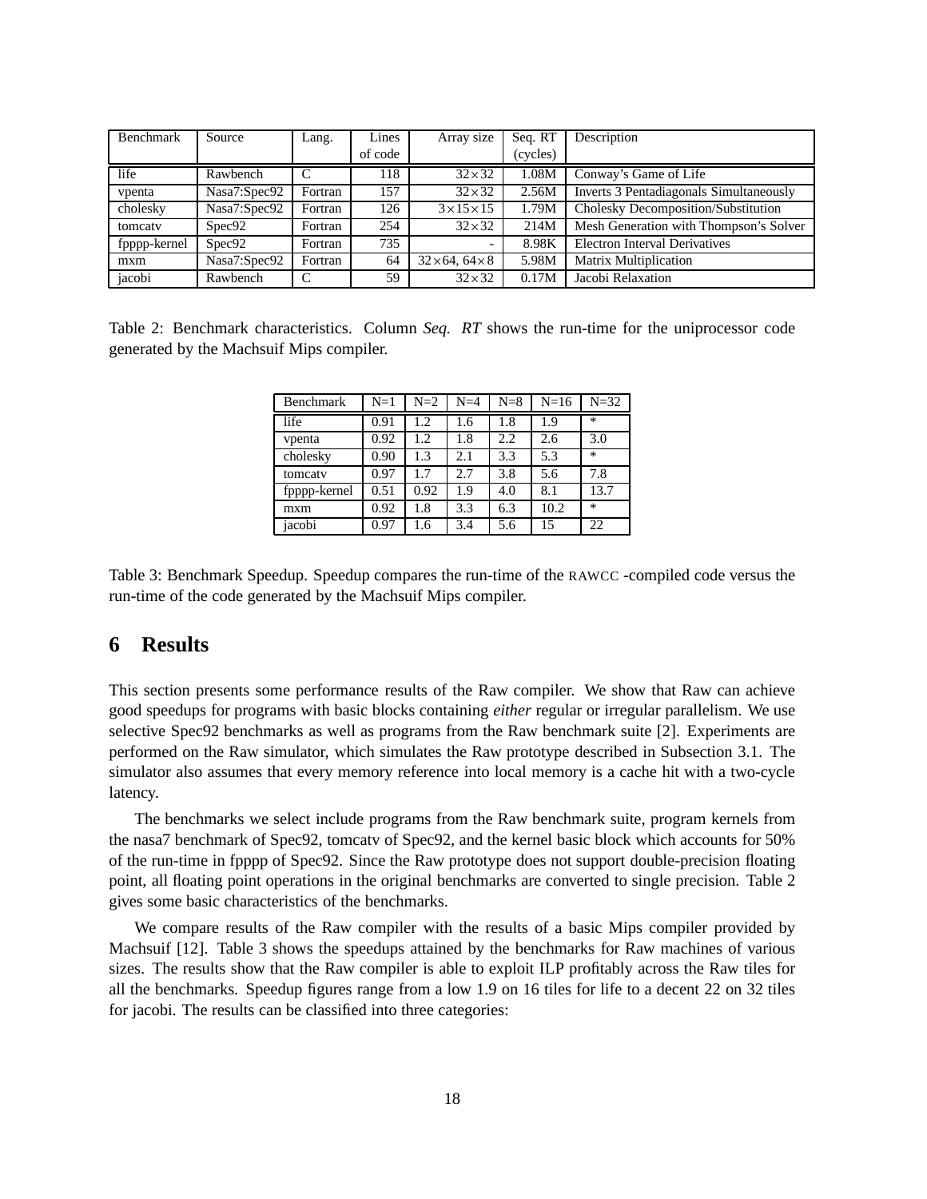| Benchmark | Source | Lang. | Lines of code | Array size | Seq. RT (cycles) | Description |
|---|---|---|---|---|---|---|
| life | Rawbench | C | 118 | $32 \times 32$ | 1.08M | Conway's Game of Life |
| vpenta | Nasa7:Spec92 | Fortran | 157 | $32 \times 32$ | 2.56M | Inverts 3 Pentadiagonals Simultaneously |
| cholesky | Nasa7:Spec92 | Fortran | 126 | $3 \times 15 \times 15$ | 1.79M | Cholesky Decomposition/Substitution |
| tomcatv | Spec92 | Fortran | 254 | $32 \times 32$ | 214M | Mesh Generation with Thompson's Solver |
| fpppp-kernel | Spec92 | Fortran | 735 | - | 8.98K | Electron Interval Derivatives |
| mxm | Nasa7:Spec92 | Fortran | 64 | $32 \times 64$, $64 \times 8$ | 5.98M | Matrix Multiplication |
| jacobi | Rawbench | C | 59 | $32 \times 32$ | 0.17M | Jacobi Relaxation |

Table 2: Benchmark characteristics. Column *Seq. RT* shows the run-time for the uniprocessor code generated by the Machsuif Mips compiler.

| Benchmark | N=1 | N=2 | N=4 | N=8 | N=16 | N=32 |
|---|---|---|---|---|---|---|
| life | 0.91 | 1.2 | 1.6 | 1.8 | 1.9 | * |
| vpenta | 0.92 | 1.2 | 1.8 | 2.2 | 2.6 | 3.0 |
| cholesky | 0.90 | 1.3 | 2.1 | 3.3 | 5.3 | * |
| tomcatv | 0.97 | 1.7 | 2.7 | 3.8 | 5.6 | 7.8 |
| fpppp-kernel | 0.51 | 0.92 | 1.9 | 4.0 | 8.1 | 13.7 |
| mxm | 0.92 | 1.8 | 3.3 | 6.3 | 10.2 | * |
| jacobi | 0.97 | 1.6 | 3.4 | 5.6 | 15 | 22 |

Table 3: Benchmark Speedup. Speedup compares the run-time of the RAWCC -compiled code versus the run-time of the code generated by the Machsuif Mips compiler.

## 6 Results

This section presents some performance results of the Raw compiler. We show that Raw can achieve good speedups for programs with basic blocks containing *either* regular or irregular parallelism. We use selective Spec92 benchmarks as well as programs from the Raw benchmark suite [2]. Experiments are performed on the Raw simulator, which simulates the Raw prototype described in Subsection 3.1. The simulator also assumes that every memory reference into local memory is a cache hit with a two-cycle latency.

The benchmarks we select include programs from the Raw benchmark suite, program kernels from the nasa7 benchmark of Spec92, tomcatv of Spec92, and the kernel basic block which accounts for 50% of the run-time in fpppp of Spec92. Since the Raw prototype does not support double-precision floating point, all floating point operations in the original benchmarks are converted to single precision. Table 2 gives some basic characteristics of the benchmarks.

We compare results of the Raw compiler with the results of a basic Mips compiler provided by Machsuif [12]. Table 3 shows the speedups attained by the benchmarks for Raw machines of various sizes. The results show that the Raw compiler is able to exploit ILP profitably across the Raw tiles for all the benchmarks. Speedup figures range from a low 1.9 on 16 tiles for life to a decent 22 on 32 tiles for jacobi. The results can be classified into three categories: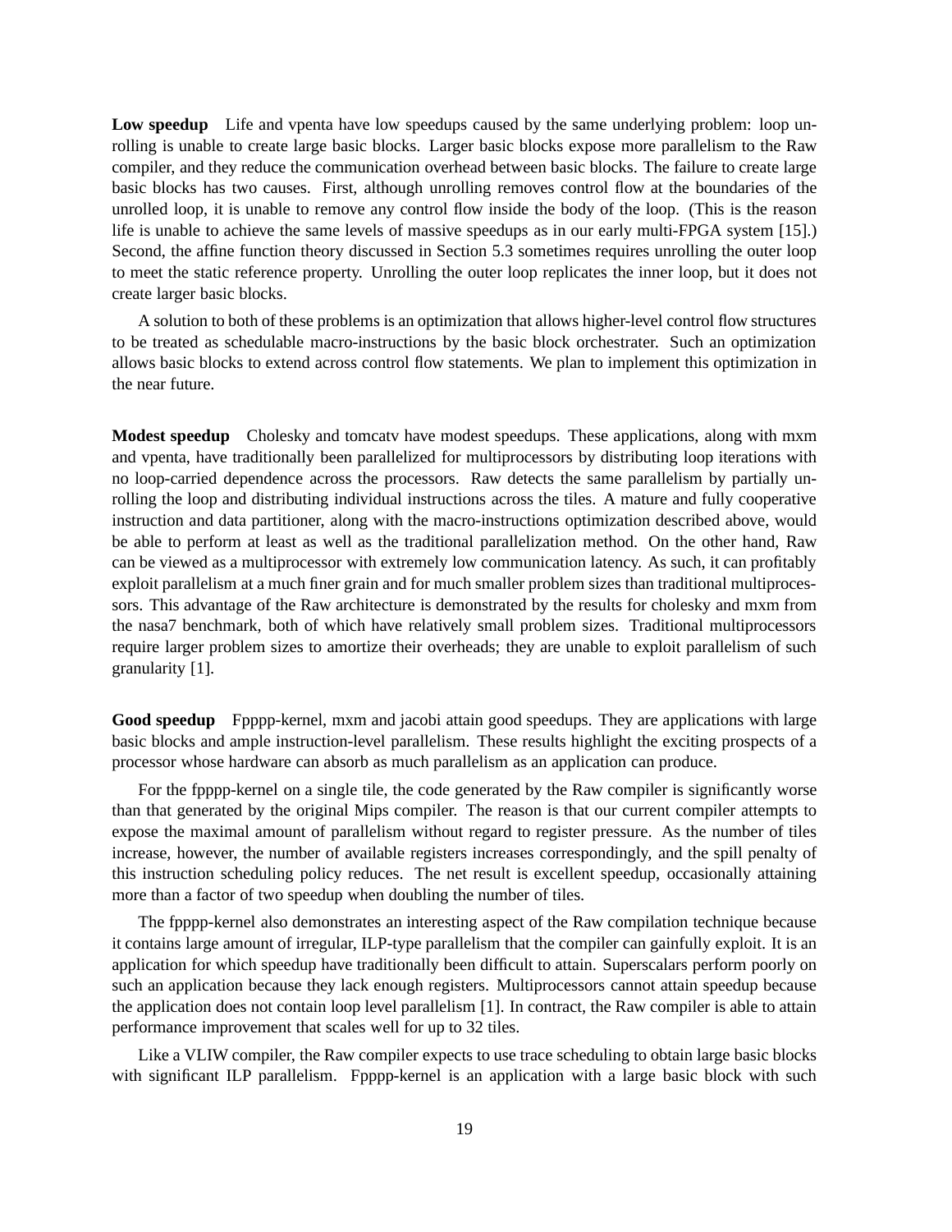**Low speedup** Life and vpenta have low speedups caused by the same underlying problem: loop unrolling is unable to create large basic blocks. Larger basic blocks expose more parallelism to the Raw compiler, and they reduce the communication overhead between basic blocks. The failure to create large basic blocks has two causes. First, although unrolling removes control flow at the boundaries of the unrolled loop, it is unable to remove any control flow inside the body of the loop. (This is the reason life is unable to achieve the same levels of massive speedups as in our early multi-FPGA system [15].) Second, the affine function theory discussed in Section 5.3 sometimes requires unrolling the outer loop to meet the static reference property. Unrolling the outer loop replicates the inner loop, but it does not create larger basic blocks.

A solution to both of these problems is an optimization that allows higher-level control flow structures to be treated as schedulable macro-instructions by the basic block orchestrater. Such an optimization allows basic blocks to extend across control flow statements. We plan to implement this optimization in the near future.

**Modest speedup** Cholesky and tomcatv have modest speedups. These applications, along with mxm and vpenta, have traditionally been parallelized for multiprocessors by distributing loop iterations with no loop-carried dependence across the processors. Raw detects the same parallelism by partially unrolling the loop and distributing individual instructions across the tiles. A mature and fully cooperative instruction and data partitioner, along with the macro-instructions optimization described above, would be able to perform at least as well as the traditional parallelization method. On the other hand, Raw can be viewed as a multiprocessor with extremely low communication latency. As such, it can profitably exploit parallelism at a much finer grain and for much smaller problem sizes than traditional multiprocessors. This advantage of the Raw architecture is demonstrated by the results for cholesky and mxm from the nasa7 benchmark, both of which have relatively small problem sizes. Traditional multiprocessors require larger problem sizes to amortize their overheads; they are unable to exploit parallelism of such granularity [1].

**Good speedup** Fpppp-kernel, mxm and jacobi attain good speedups. They are applications with large basic blocks and ample instruction-level parallelism. These results highlight the exciting prospects of a processor whose hardware can absorb as much parallelism as an application can produce.

For the fpppp-kernel on a single tile, the code generated by the Raw compiler is significantly worse than that generated by the original Mips compiler. The reason is that our current compiler attempts to expose the maximal amount of parallelism without regard to register pressure. As the number of tiles increase, however, the number of available registers increases correspondingly, and the spill penalty of this instruction scheduling policy reduces. The net result is excellent speedup, occasionally attaining more than a factor of two speedup when doubling the number of tiles.

The fpppp-kernel also demonstrates an interesting aspect of the Raw compilation technique because it contains large amount of irregular, ILP-type parallelism that the compiler can gainfully exploit. It is an application for which speedup have traditionally been difficult to attain. Superscalars perform poorly on such an application because they lack enough registers. Multiprocessors cannot attain speedup because the application does not contain loop level parallelism [1]. In contract, the Raw compiler is able to attain performance improvement that scales well for up to 32 tiles.

Like a VLIW compiler, the Raw compiler expects to use trace scheduling to obtain large basic blocks with significant ILP parallelism. Fpppp-kernel is an application with a large basic block with such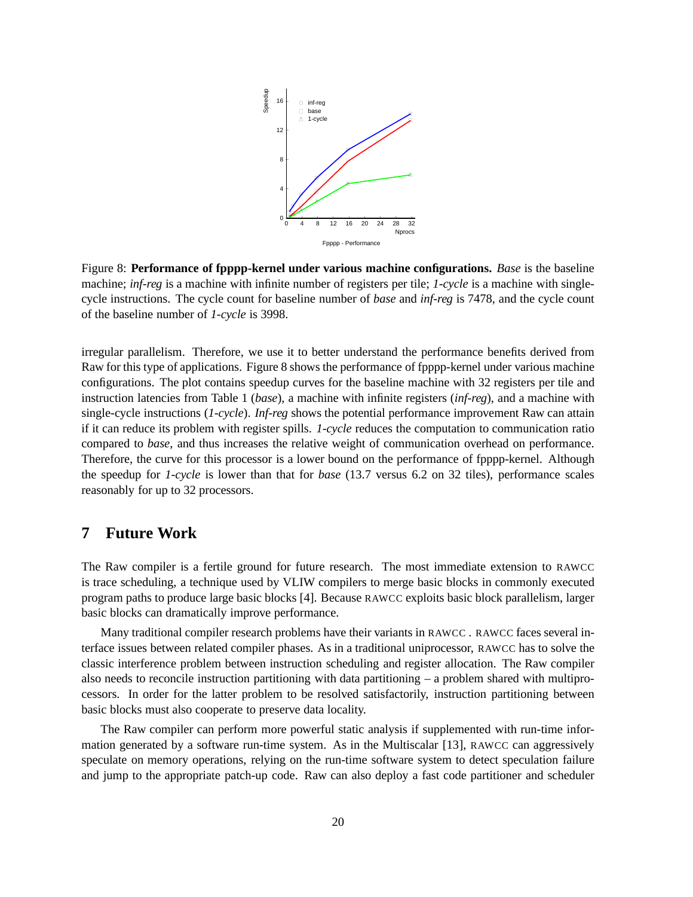Figure 8: **Performance of fpppp-kernel under various machine configurations.** *Base* is the baseline machine; *inf-reg* is a machine with infinite number of registers per tile; *1-cycle* is a machine with single-cycle instructions. The cycle count for baseline number of *base* and *inf-reg* is 7478, and the cycle count of the baseline number of *1-cycle* is 3998.

irregular parallelism. Therefore, we use it to better understand the performance benefits derived from Raw for this type of applications. Figure 8 shows the performance of fpppp-kernel under various machine configurations. The plot contains speedup curves for the baseline machine with 32 registers per tile and instruction latencies from Table 1 (*base*), a machine with infinite registers (*inf-reg*), and a machine with single-cycle instructions (*1-cycle*). *Inf-reg* shows the potential performance improvement Raw can attain if it can reduce its problem with register spills. *1-cycle* reduces the computation to communication ratio compared to *base*, and thus increases the relative weight of communication overhead on performance. Therefore, the curve for this processor is a lower bound on the performance of fpppp-kernel. Although the speedup for *1-cycle* is lower than that for *base* (13.7 versus 6.2 on 32 tiles), performance scales reasonably for up to 32 processors.

## 7 Future Work

The Raw compiler is a fertile ground for future research. The most immediate extension to RAWCC is trace scheduling, a technique used by VLIW compilers to merge basic blocks in commonly executed program paths to produce large basic blocks [4]. Because RAWCC exploits basic block parallelism, larger basic blocks can dramatically improve performance.

Many traditional compiler research problems have their variants in RAWCC . RAWCC faces several interface issues between related compiler phases. As in a traditional uniprocessor, RAWCC has to solve the classic interference problem between instruction scheduling and register allocation. The Raw compiler also needs to reconcile instruction partitioning with data partitioning – a problem shared with multiprocessors. In order for the latter problem to be resolved satisfactorily, instruction partitioning between basic blocks must also cooperate to preserve data locality.

The Raw compiler can perform more powerful static analysis if supplemented with run-time information generated by a software run-time system. As in the Multiscalar [13], RAWCC can aggressively speculate on memory operations, relying on the run-time software system to detect speculation failure and jump to the appropriate patch-up code. Raw can also deploy a fast code partitioner and scheduler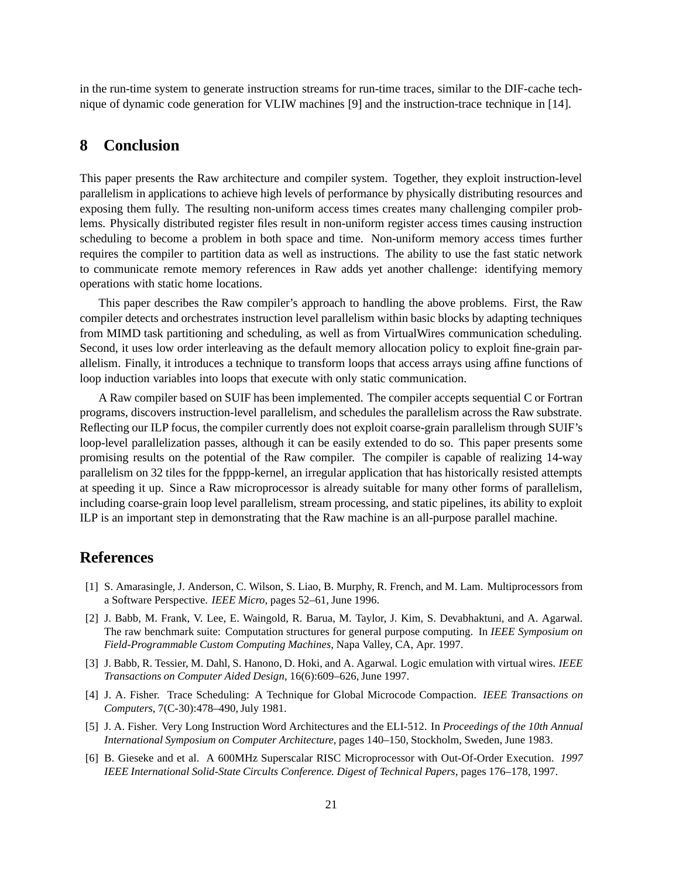in the run-time system to generate instruction streams for run-time traces, similar to the DIF-cache technique of dynamic code generation for VLIW machines [9] and the instruction-trace technique in [14].

## 8 Conclusion

This paper presents the Raw architecture and compiler system. Together, they exploit instruction-level parallelism in applications to achieve high levels of performance by physically distributing resources and exposing them fully. The resulting non-uniform access times creates many challenging compiler problems. Physically distributed register files result in non-uniform register access times causing instruction scheduling to become a problem in both space and time. Non-uniform memory access times further requires the compiler to partition data as well as instructions. The ability to use the fast static network to communicate remote memory references in Raw adds yet another challenge: identifying memory operations with static home locations.

This paper describes the Raw compiler's approach to handling the above problems. First, the Raw compiler detects and orchestrates instruction level parallelism within basic blocks by adapting techniques from MIMD task partitioning and scheduling, as well as from VirtualWires communication scheduling. Second, it uses low order interleaving as the default memory allocation policy to exploit fine-grain parallelism. Finally, it introduces a technique to transform loops that access arrays using affine functions of loop induction variables into loops that execute with only static communication.

A Raw compiler based on SUIF has been implemented. The compiler accepts sequential C or Fortran programs, discovers instruction-level parallelism, and schedules the parallelism across the Raw substrate. Reflecting our ILP focus, the compiler currently does not exploit coarse-grain parallelism through SUIF's loop-level parallelization passes, although it can be easily extended to do so. This paper presents some promising results on the potential of the Raw compiler. The compiler is capable of realizing 14-way parallelism on 32 tiles for the fpppp-kernel, an irregular application that has historically resisted attempts at speeding it up. Since a Raw microprocessor is already suitable for many other forms of parallelism, including coarse-grain loop level parallelism, stream processing, and static pipelines, its ability to exploit ILP is an important step in demonstrating that the Raw machine is an all-purpose parallel machine.

## References

[1] S. Amarasingle, J. Anderson, C. Wilson, S. Liao, B. Murphy, R. French, and M. Lam. Multiprocessors from a Software Perspective. *IEEE Micro*, pages 52–61, June 1996.

[2] J. Babb, M. Frank, V. Lee, E. Waingold, R. Barua, M. Taylor, J. Kim, S. Devabhaktuni, and A. Agarwal. The raw benchmark suite: Computation structures for general purpose computing. In *IEEE Symposium on Field-Programmable Custom Computing Machines*, Napa Valley, CA, Apr. 1997.

[3] J. Babb, R. Tessier, M. Dahl, S. Hanono, D. Hoki, and A. Agarwal. Logic emulation with virtual wires. *IEEE Transactions on Computer Aided Design*, 16(6):609–626, June 1997.

[4] J. A. Fisher. Trace Scheduling: A Technique for Global Microcode Compaction. *IEEE Transactions on Computers*, 7(C-30):478–490, July 1981.

[5] J. A. Fisher. Very Long Instruction Word Architectures and the ELI-512. In *Proceedings of the 10th Annual International Symposium on Computer Architecture*, pages 140–150, Stockholm, Sweden, June 1983.

[6] B. Gieseke and et al. A 600MHz Superscalar RISC Microprocessor with Out-Of-Order Execution. *1997 IEEE International Solid-State Circults Conference. Digest of Technical Papers*, pages 176–178, 1997.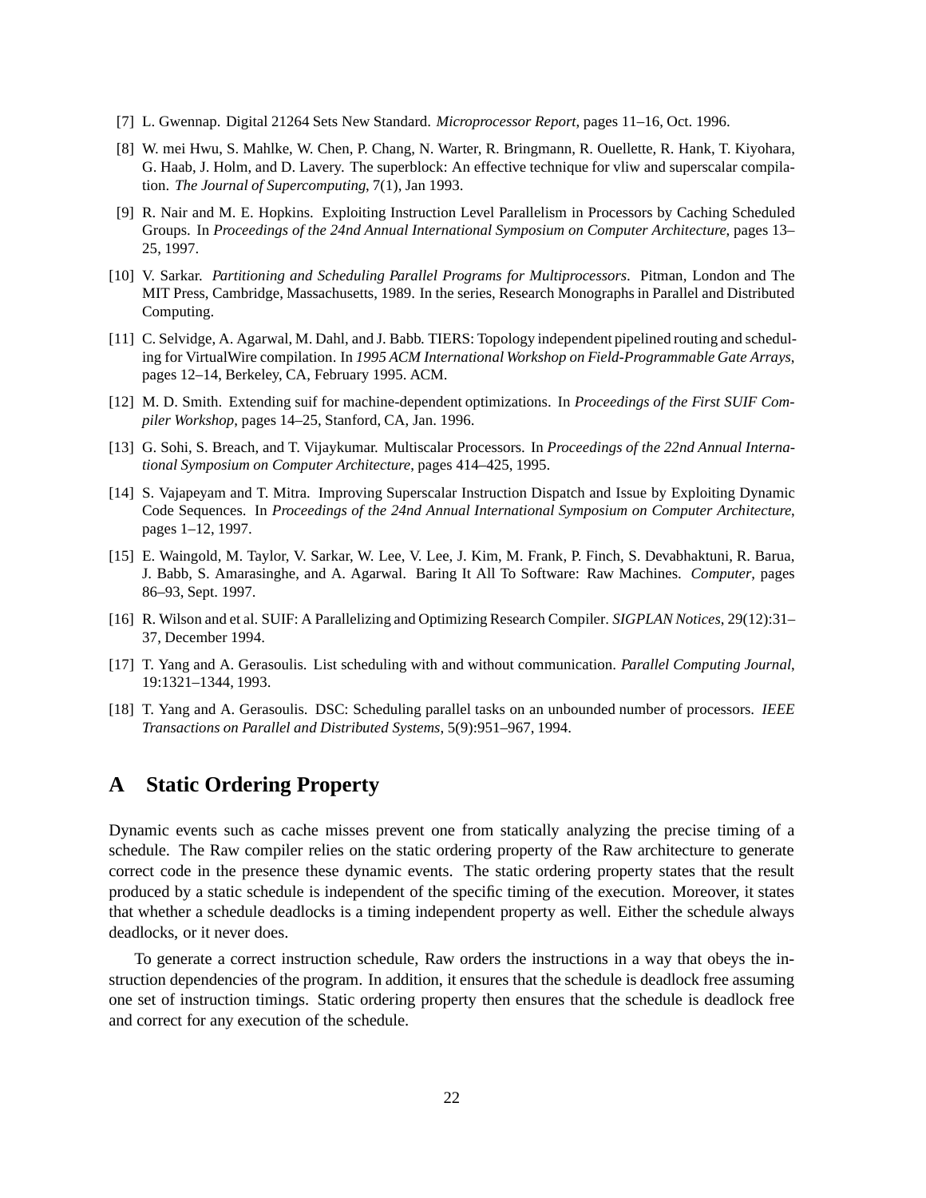[7] L. Gwennap. Digital 21264 Sets New Standard. *Microprocessor Report*, pages 11–16, Oct. 1996.

[8] W. mei Hwu, S. Mahlke, W. Chen, P. Chang, N. Warter, R. Bringmann, R. Ouellette, R. Hank, T. Kiyohara, G. Haab, J. Holm, and D. Lavery. The superblock: An effective technique for vliw and superscalar compilation. *The Journal of Supercomputing*, 7(1), Jan 1993.

[9] R. Nair and M. E. Hopkins. Exploiting Instruction Level Parallelism in Processors by Caching Scheduled Groups. In *Proceedings of the 24nd Annual International Symposium on Computer Architecture*, pages 13–25, 1997.

[10] V. Sarkar. *Partitioning and Scheduling Parallel Programs for Multiprocessors*. Pitman, London and The MIT Press, Cambridge, Massachusetts, 1989. In the series, Research Monographs in Parallel and Distributed Computing.

[11] C. Selvidge, A. Agarwal, M. Dahl, and J. Babb. TIERS: Topology independent pipelined routing and scheduling for VirtualWire compilation. In *1995 ACM International Workshop on Field-Programmable Gate Arrays*, pages 12–14, Berkeley, CA, February 1995. ACM.

[12] M. D. Smith. Extending suif for machine-dependent optimizations. In *Proceedings of the First SUIF Compiler Workshop*, pages 14–25, Stanford, CA, Jan. 1996.

[13] G. Sohi, S. Breach, and T. Vijaykumar. Multiscalar Processors. In *Proceedings of the 22nd Annual International Symposium on Computer Architecture*, pages 414–425, 1995.

[14] S. Vajapeyam and T. Mitra. Improving Superscalar Instruction Dispatch and Issue by Exploiting Dynamic Code Sequences. In *Proceedings of the 24nd Annual International Symposium on Computer Architecture*, pages 1–12, 1997.

[15] E. Waingold, M. Taylor, V. Sarkar, W. Lee, V. Lee, J. Kim, M. Frank, P. Finch, S. Devabhaktuni, R. Barua, J. Babb, S. Amarasinghe, and A. Agarwal. Baring It All To Software: Raw Machines. *Computer*, pages 86–93, Sept. 1997.

[16] R. Wilson and et al. SUIF: A Parallelizing and Optimizing Research Compiler. *SIGPLAN Notices*, 29(12):31–37, December 1994.

[17] T. Yang and A. Gerasoulis. List scheduling with and without communication. *Parallel Computing Journal*, 19:1321–1344, 1993.

[18] T. Yang and A. Gerasoulis. DSC: Scheduling parallel tasks on an unbounded number of processors. *IEEE Transactions on Parallel and Distributed Systems*, 5(9):951–967, 1994.

# A Static Ordering Property

Dynamic events such as cache misses prevent one from statically analyzing the precise timing of a schedule. The Raw compiler relies on the static ordering property of the Raw architecture to generate correct code in the presence these dynamic events. The static ordering property states that the result produced by a static schedule is independent of the specific timing of the execution. Moreover, it states that whether a schedule deadlocks is a timing independent property as well. Either the schedule always deadlocks, or it never does.

To generate a correct instruction schedule, Raw orders the instructions in a way that obeys the instruction dependencies of the program. In addition, it ensures that the schedule is deadlock free assuming one set of instruction timings. Static ordering property then ensures that the schedule is deadlock free and correct for any execution of the schedule.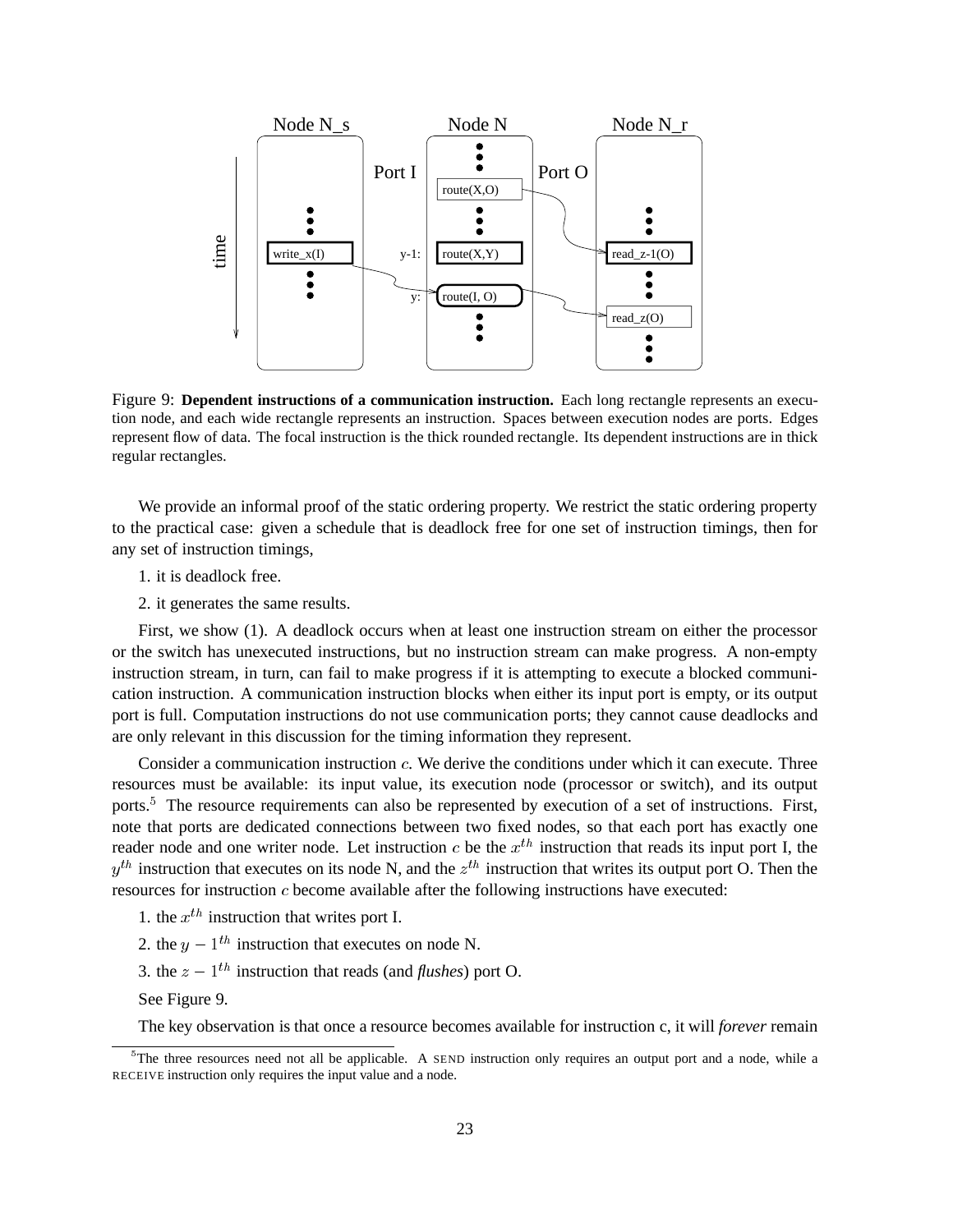Figure 9: **Dependent instructions of a communication instruction.** Each long rectangle represents an execution node, and each wide rectangle represents an instruction. Spaces between execution nodes are ports. Edges represent flow of data. The focal instruction is the thick rounded rectangle. Its dependent instructions are in thick regular rectangles.

We provide an informal proof of the static ordering property. We restrict the static ordering property to the practical case: given a schedule that is deadlock free for one set of instruction timings, then for any set of instruction timings,

1. it is deadlock free.
2. it generates the same results.

First, we show (1). A deadlock occurs when at least one instruction stream on either the processor or the switch has unexecuted instructions, but no instruction stream can make progress. A non-empty instruction stream, in turn, can fail to make progress if it is attempting to execute a blocked communication instruction. A communication instruction blocks when either its input port is empty, or its output port is full. Computation instructions do not use communication ports; they cannot cause deadlocks and are only relevant in this discussion for the timing information they represent.

Consider a communication instruction $c$. We derive the conditions under which it can execute. Three resources must be available: its input value, its execution node (processor or switch), and its output ports.[5] The resource requirements can also be represented by execution of a set of instructions. First, note that ports are dedicated connections between two fixed nodes, so that each port has exactly one reader node and one writer node. Let instruction $c$ be the $x^{th}$ instruction that reads its input port I, the $y^{th}$ instruction that executes on its node N, and the $z^{th}$ instruction that writes its output port O. Then the resources for instruction $c$ become available after the following instructions have executed:

1. the $x^{th}$ instruction that writes port I.
2. the $y - 1^{th}$ instruction that executes on node N.
3. the $z - 1^{th}$ instruction that reads (and *flushes*) port O.

See Figure 9.

The key observation is that once a resource becomes available for instruction c, it will *forever* remain

[5] The three resources need not all be applicable. A SEND instruction only requires an output port and a node, while a RECEIVE instruction only requires the input value and a node.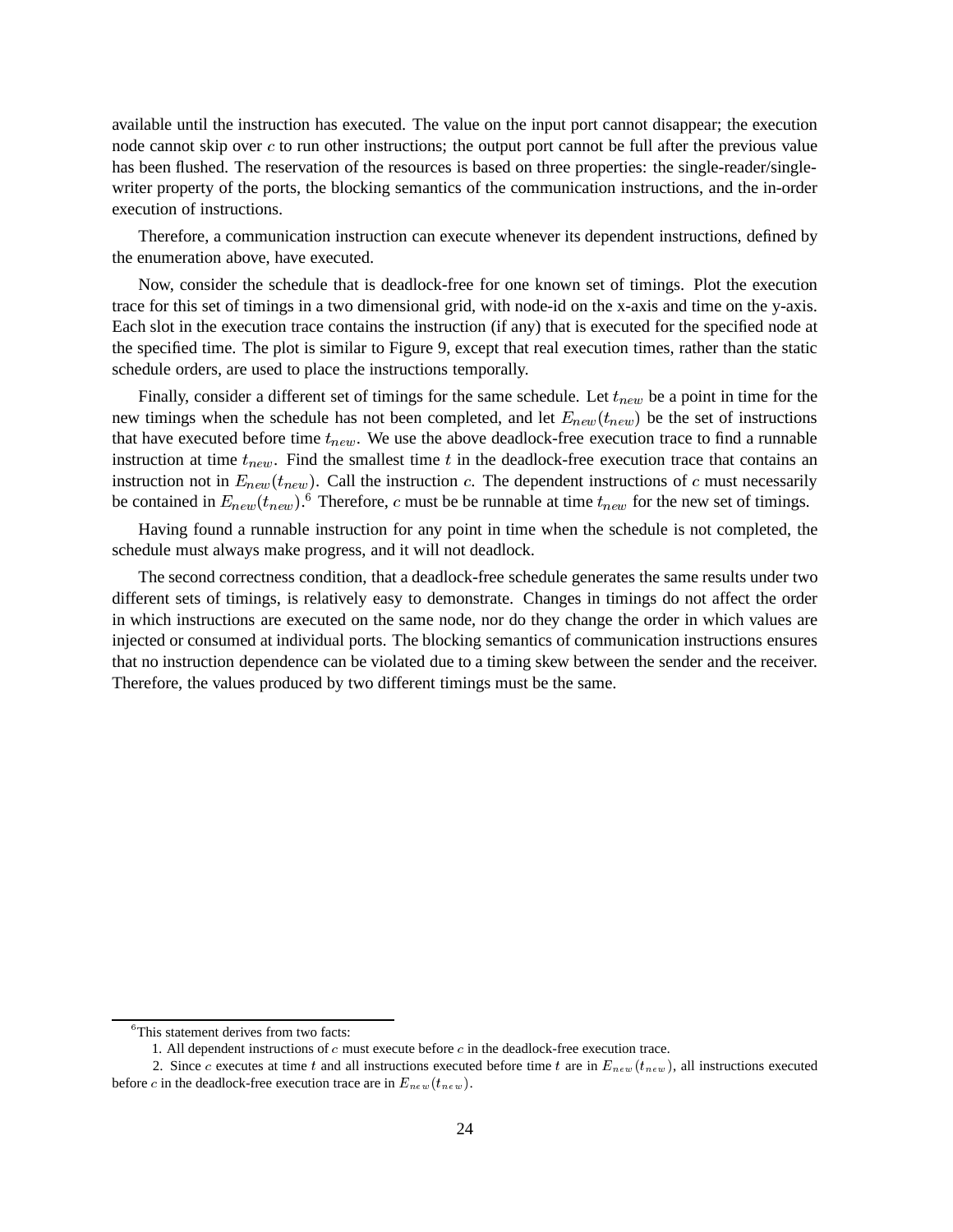available until the instruction has executed. The value on the input port cannot disappear; the execution node cannot skip over $c$ to run other instructions; the output port cannot be full after the previous value has been flushed. The reservation of the resources is based on three properties: the single-reader/single-writer property of the ports, the blocking semantics of the communication instructions, and the in-order execution of instructions.

Therefore, a communication instruction can execute whenever its dependent instructions, defined by the enumeration above, have executed.

Now, consider the schedule that is deadlock-free for one known set of timings. Plot the execution trace for this set of timings in a two dimensional grid, with node-id on the x-axis and time on the y-axis. Each slot in the execution trace contains the instruction (if any) that is executed for the specified node at the specified time. The plot is similar to Figure 9, except that real execution times, rather than the static schedule orders, are used to place the instructions temporally.

Finally, consider a different set of timings for the same schedule. Let $t_{new}$ be a point in time for the new timings when the schedule has not been completed, and let $E_{new}(t_{new})$ be the set of instructions that have executed before time $t_{new}$. We use the above deadlock-free execution trace to find a runnable instruction at time $t_{new}$. Find the smallest time $t$ in the deadlock-free execution trace that contains an instruction not in $E_{new}(t_{new})$. Call the instruction $c$. The dependent instructions of $c$ must necessarily be contained in $E_{new}(t_{new})$.[6] Therefore, $c$ must be be runnable at time $t_{new}$ for the new set of timings.

Having found a runnable instruction for any point in time when the schedule is not completed, the schedule must always make progress, and it will not deadlock.

The second correctness condition, that a deadlock-free schedule generates the same results under two different sets of timings, is relatively easy to demonstrate. Changes in timings do not affect the order in which instructions are executed on the same node, nor do they change the order in which values are injected or consumed at individual ports. The blocking semantics of communication instructions ensures that no instruction dependence can be violated due to a timing skew between the sender and the receiver. Therefore, the values produced by two different timings must be the same.

[6] This statement derives from two facts:

1. All dependent instructions of $c$ must execute before $c$ in the deadlock-free execution trace.

2. Since $c$ executes at time $t$ and all instructions executed before time $t$ are in $E_{new}(t_{new})$, all instructions executed before $c$ in the deadlock-free execution trace are in $E_{new}(t_{new})$.